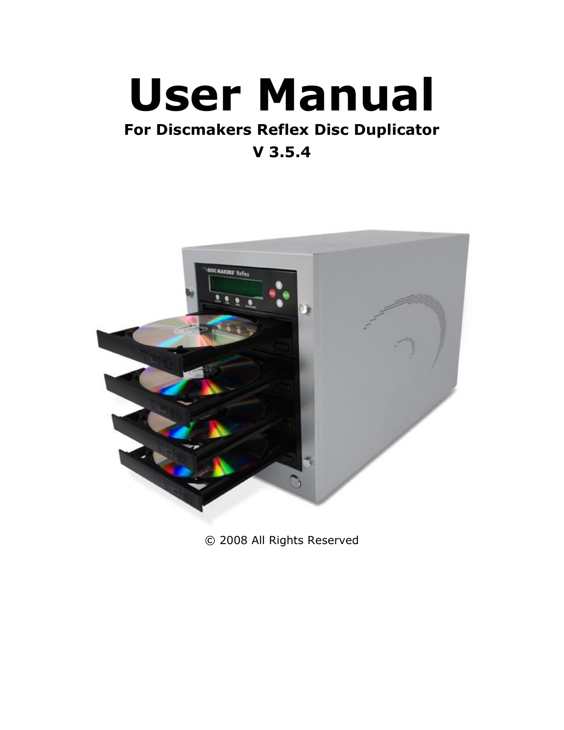# User Manual

**For Discmakers Reflex Disc Duplicator**

**V 3.5.4**

© 2008 All Rights Reserved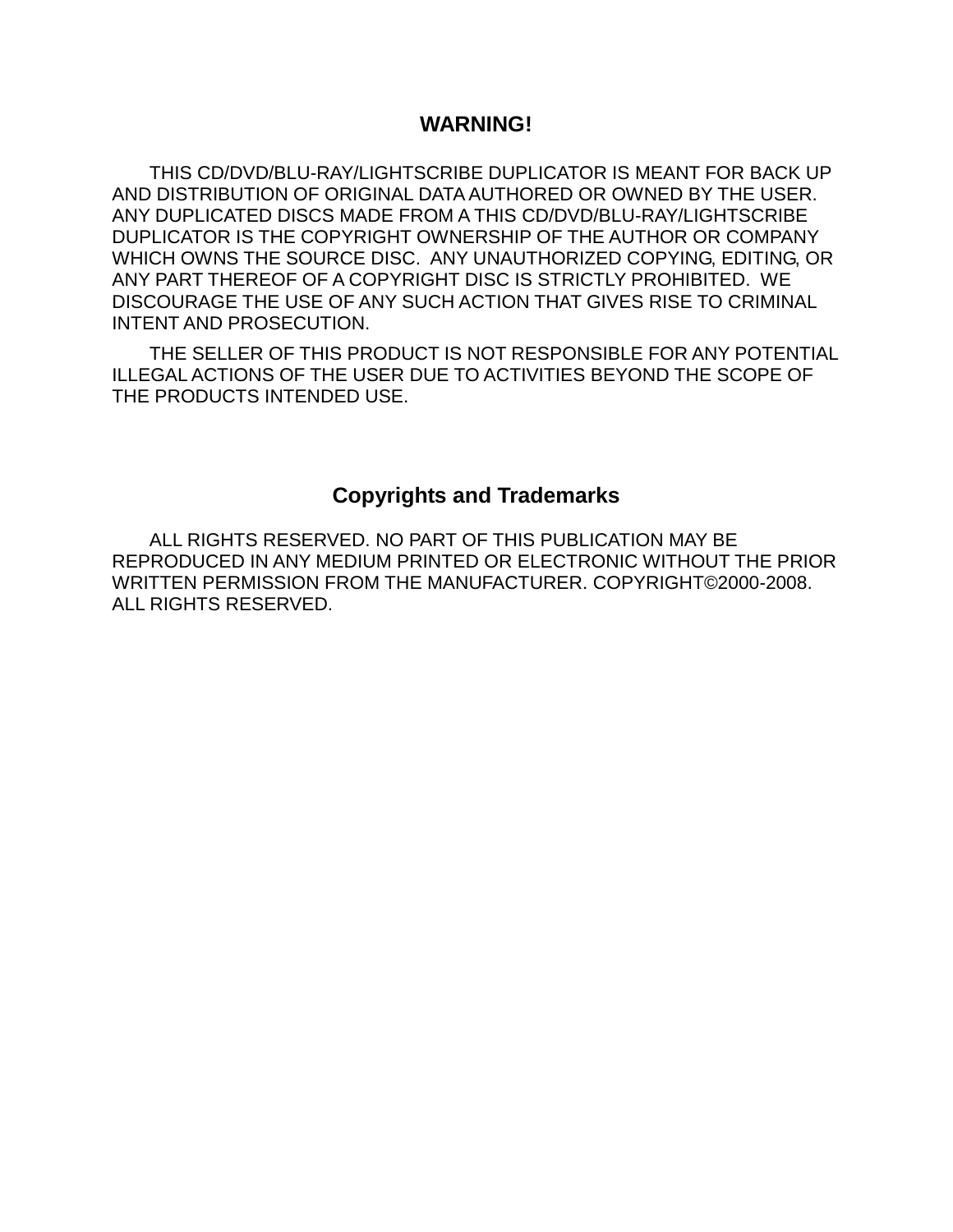## WARNING!

THIS CD/DVD/BLU-RAY/LIGHTSCRIBE DUPLICATOR IS MEANT FOR BACK UP AND DISTRIBUTION OF ORIGINAL DATA AUTHORED OR OWNED BY THE USER. ANY DUPLICATED DISCS MADE FROM A THIS CD/DVD/BLU-RAY/LIGHTSCRIBE DUPLICATOR IS THE COPYRIGHT OWNERSHIP OF THE AUTHOR OR COMPANY WHICH OWNS THE SOURCE DISC. ANY UNAUTHORIZED COPYING, EDITING, OR ANY PART THEREOF OF A COPYRIGHT DISC IS STRICTLY PROHIBITED. WE DISCOURAGE THE USE OF ANY SUCH ACTION THAT GIVES RISE TO CRIMINAL INTENT AND PROSECUTION.

THE SELLER OF THIS PRODUCT IS NOT RESPONSIBLE FOR ANY POTENTIAL ILLEGAL ACTIONS OF THE USER DUE TO ACTIVITIES BEYOND THE SCOPE OF THE PRODUCTS INTENDED USE.

## Copyrights and Trademarks

ALL RIGHTS RESERVED. NO PART OF THIS PUBLICATION MAY BE REPRODUCED IN ANY MEDIUM PRINTED OR ELECTRONIC WITHOUT THE PRIOR WRITTEN PERMISSION FROM THE MANUFACTURER. COPYRIGHT©2000-2008. ALL RIGHTS RESERVED.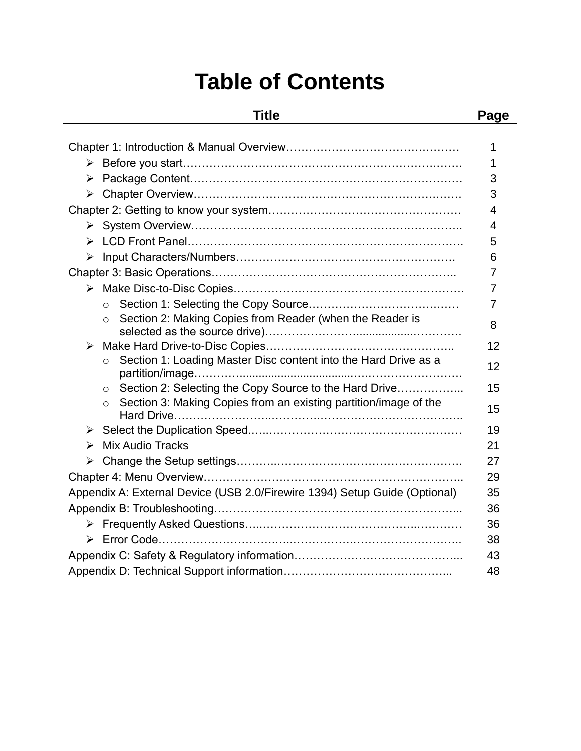# Table of Contents

| Title | Page |
|---|---|
| Chapter 1: Introduction & Manual Overview | 1 |
| ➢ Before you start | 1 |
| ➢ Package Content | 3 |
| ➢ Chapter Overview | 3 |
| Chapter 2: Getting to know your system | 4 |
| ➢ System Overview | 4 |
| ➢ LCD Front Panel | 5 |
| ➢ Input Characters/Numbers | 6 |
| Chapter 3: Basic Operations | 7 |
| ➢ Make Disc-to-Disc Copies | 7 |
| o Section 1: Selecting the Copy Source | 7 |
| o Section 2: Making Copies from Reader (when the Reader is selected as the source drive) | 8 |
| ➢ Make Hard Drive-to-Disc Copies | 12 |
| o Section 1: Loading Master Disc content into the Hard Drive as a partition/image | 12 |
| o Section 2: Selecting the Copy Source to the Hard Drive | 15 |
| o Section 3: Making Copies from an existing partition/image of the Hard Drive | 15 |
| ➢ Select the Duplication Speed | 19 |
| ➢ Mix Audio Tracks | 21 |
| ➢ Change the Setup settings | 27 |
| Chapter 4: Menu Overview | 29 |
| Appendix A: External Device (USB 2.0/Firewire 1394) Setup Guide (Optional) | 35 |
| Appendix B: Troubleshooting | 36 |
| ➢ Frequently Asked Questions | 36 |
| ➢ Error Code | 38 |
| Appendix C: Safety & Regulatory information | 43 |
| Appendix D: Technical Support information | 48 |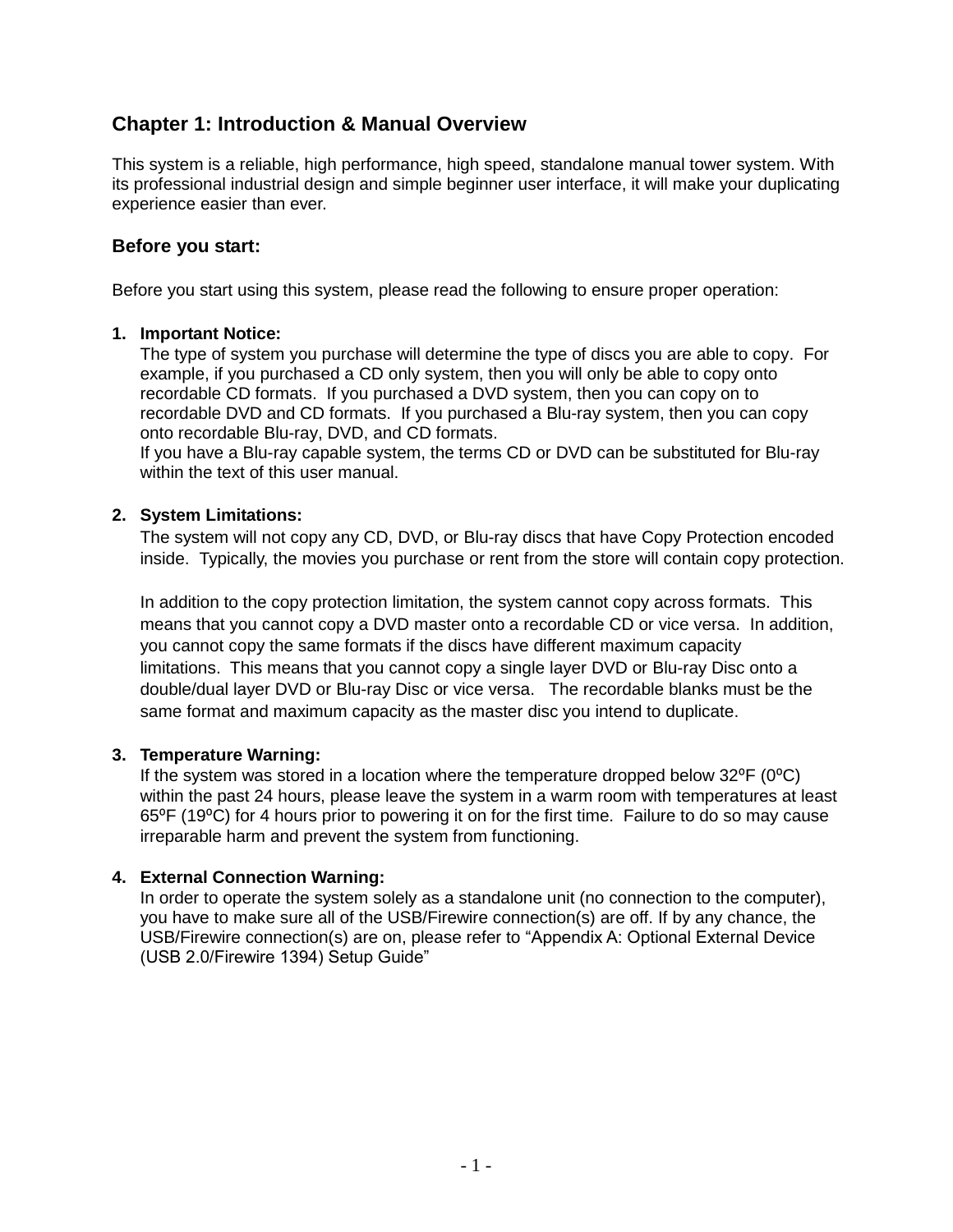# Chapter 1: Introduction & Manual Overview

This system is a reliable, high performance, high speed, standalone manual tower system. With its professional industrial design and simple beginner user interface, it will make your duplicating experience easier than ever.

## Before you start:

Before you start using this system, please read the following to ensure proper operation:

1. **Important Notice:**
   The type of system you purchase will determine the type of discs you are able to copy. For example, if you purchased a CD only system, then you will only be able to copy onto recordable CD formats. If you purchased a DVD system, then you can copy on to recordable DVD and CD formats. If you purchased a Blu-ray system, then you can copy onto recordable Blu-ray, DVD, and CD formats.
   If you have a Blu-ray capable system, the terms CD or DVD can be substituted for Blu-ray within the text of this user manual.

2. **System Limitations:**
   The system will not copy any CD, DVD, or Blu-ray discs that have Copy Protection encoded inside. Typically, the movies you purchase or rent from the store will contain copy protection.

   In addition to the copy protection limitation, the system cannot copy across formats. This means that you cannot copy a DVD master onto a recordable CD or vice versa. In addition, you cannot copy the same formats if the discs have different maximum capacity limitations. This means that you cannot copy a single layer DVD or Blu-ray Disc onto a double/dual layer DVD or Blu-ray Disc or vice versa. The recordable blanks must be the same format and maximum capacity as the master disc you intend to duplicate.

3. **Temperature Warning:**
   If the system was stored in a location where the temperature dropped below 32ºF (0ºC) within the past 24 hours, please leave the system in a warm room with temperatures at least 65ºF (19ºC) for 4 hours prior to powering it on for the first time. Failure to do so may cause irreparable harm and prevent the system from functioning.

4. **External Connection Warning:**
   In order to operate the system solely as a standalone unit (no connection to the computer), you have to make sure all of the USB/Firewire connection(s) are off. If by any chance, the USB/Firewire connection(s) are on, please refer to "Appendix A: Optional External Device (USB 2.0/Firewire 1394) Setup Guide"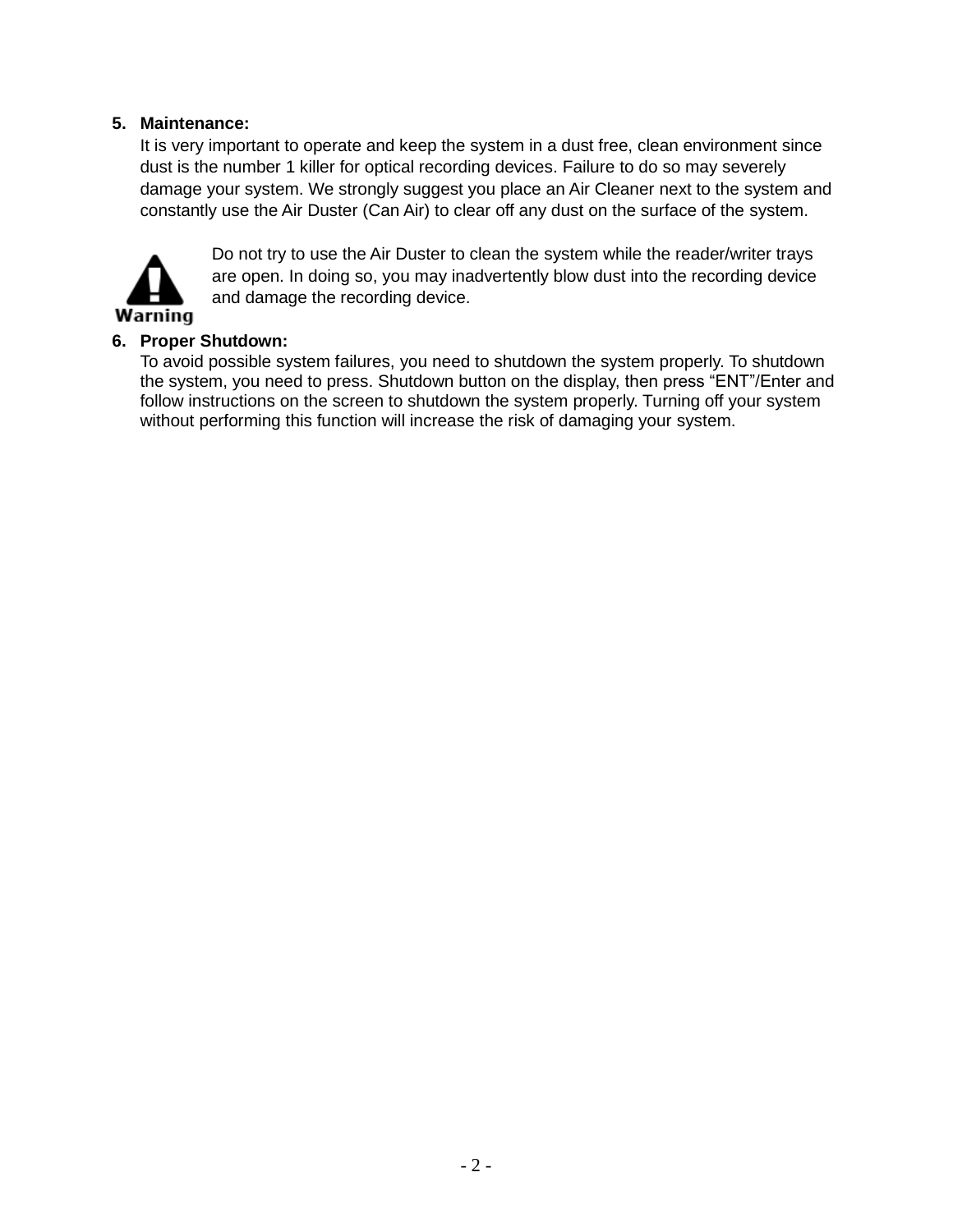5. **Maintenance:**
   It is very important to operate and keep the system in a dust free, clean environment since dust is the number 1 killer for optical recording devices. Failure to do so may severely damage your system. We strongly suggest you place an Air Cleaner next to the system and constantly use the Air Duster (Can Air) to clear off any dust on the surface of the system.

   **Warning**: Do not try to use the Air Duster to clean the system while the reader/writer trays are open. In doing so, you may inadvertently blow dust into the recording device and damage the recording device.

6. **Proper Shutdown:**
   To avoid possible system failures, you need to shutdown the system properly. To shutdown the system, you need to press. Shutdown button on the display, then press "ENT"/Enter and follow instructions on the screen to shutdown the system properly. Turning off your system without performing this function will increase the risk of damaging your system.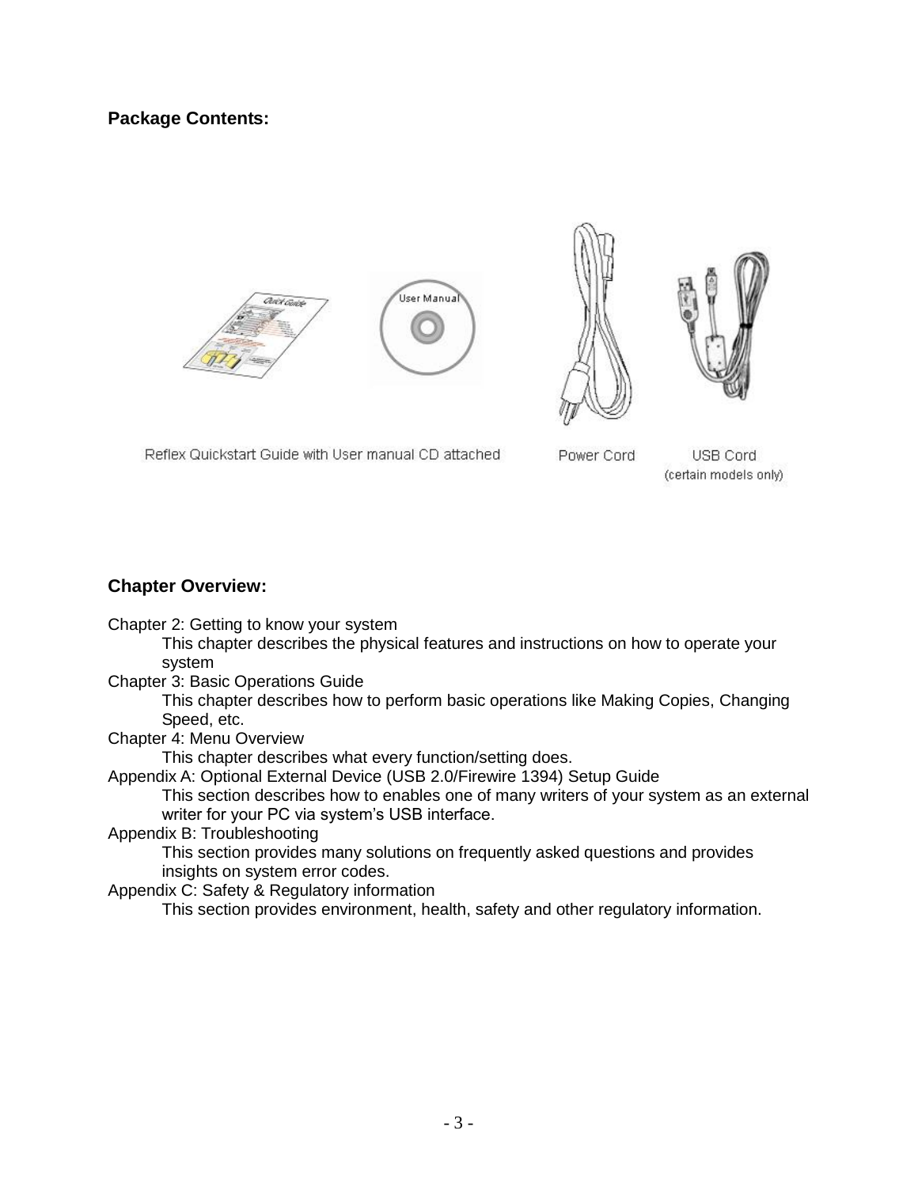**Package Contents:**

Reflex Quickstart Guide with User manual CD attached

Power Cord

USB Cord (certain models only)

**Chapter Overview:**

Chapter 2: Getting to know your system

This chapter describes the physical features and instructions on how to operate your system

Chapter 3: Basic Operations Guide

This chapter describes how to perform basic operations like Making Copies, Changing Speed, etc.

Chapter 4: Menu Overview

This chapter describes what every function/setting does.

Appendix A: Optional External Device (USB 2.0/Firewire 1394) Setup Guide

This section describes how to enables one of many writers of your system as an external writer for your PC via system's USB interface.

Appendix B: Troubleshooting

This section provides many solutions on frequently asked questions and provides insights on system error codes.

Appendix C: Safety & Regulatory information

This section provides environment, health, safety and other regulatory information.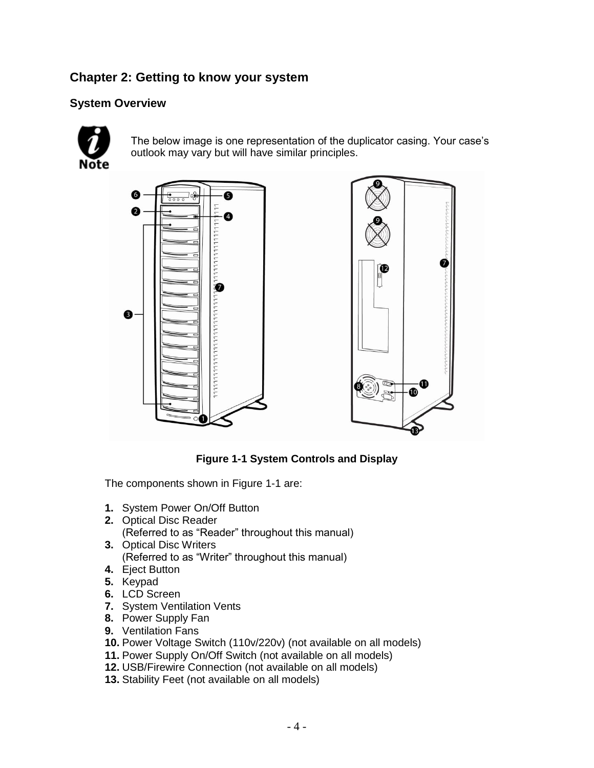## Chapter 2: Getting to know your system

### System Overview

Note: The below image is one representation of the duplicator casing. Your case's outlook may vary but will have similar principles.

**Figure 1-1 System Controls and Display**

The components shown in Figure 1-1 are:

**1.** System Power On/Off Button
**2.** Optical Disc Reader
(Referred to as "Reader" throughout this manual)
**3.** Optical Disc Writers
(Referred to as "Writer" throughout this manual)
**4.** Eject Button
**5.** Keypad
**6.** LCD Screen
**7.** System Ventilation Vents
**8.** Power Supply Fan
**9.** Ventilation Fans
**10.** Power Voltage Switch (110v/220v) (not available on all models)
**11.** Power Supply On/Off Switch (not available on all models)
**12.** USB/Firewire Connection (not available on all models)
**13.** Stability Feet (not available on all models)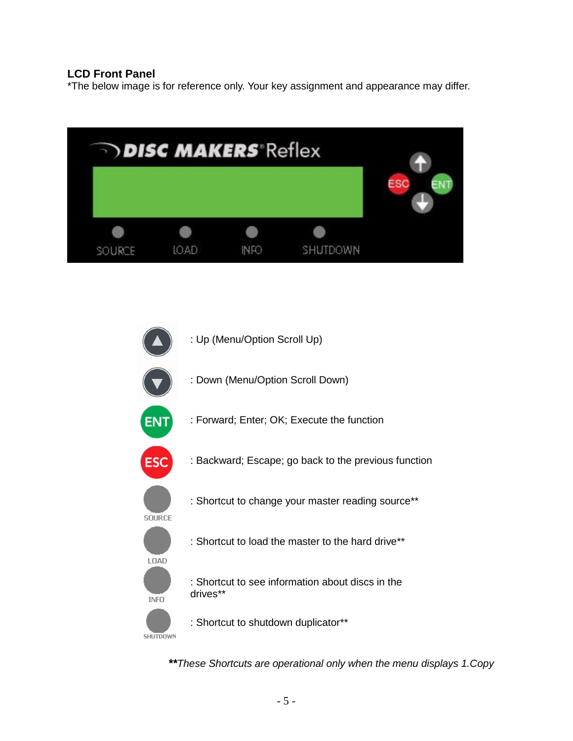## LCD Front Panel

*The below image is for reference only. Your key assignment and appearance may differ.

| Button | Function |
|---|---|
| Up | : Up (Menu/Option Scroll Up) |
| Down | : Down (Menu/Option Scroll Down) |
| ENT | : Forward; Enter; OK; Execute the function |
| ESC | : Backward; Escape; go back to the previous function |
| SOURCE | : Shortcut to change your master reading source** |
| LOAD | : Shortcut to load the master to the hard drive** |
| INFO | : Shortcut to see information about discs in the drives** |
| SHUTDOWN | : Shortcut to shutdown duplicator** |

***These Shortcuts are operational only when the menu displays 1.Copy*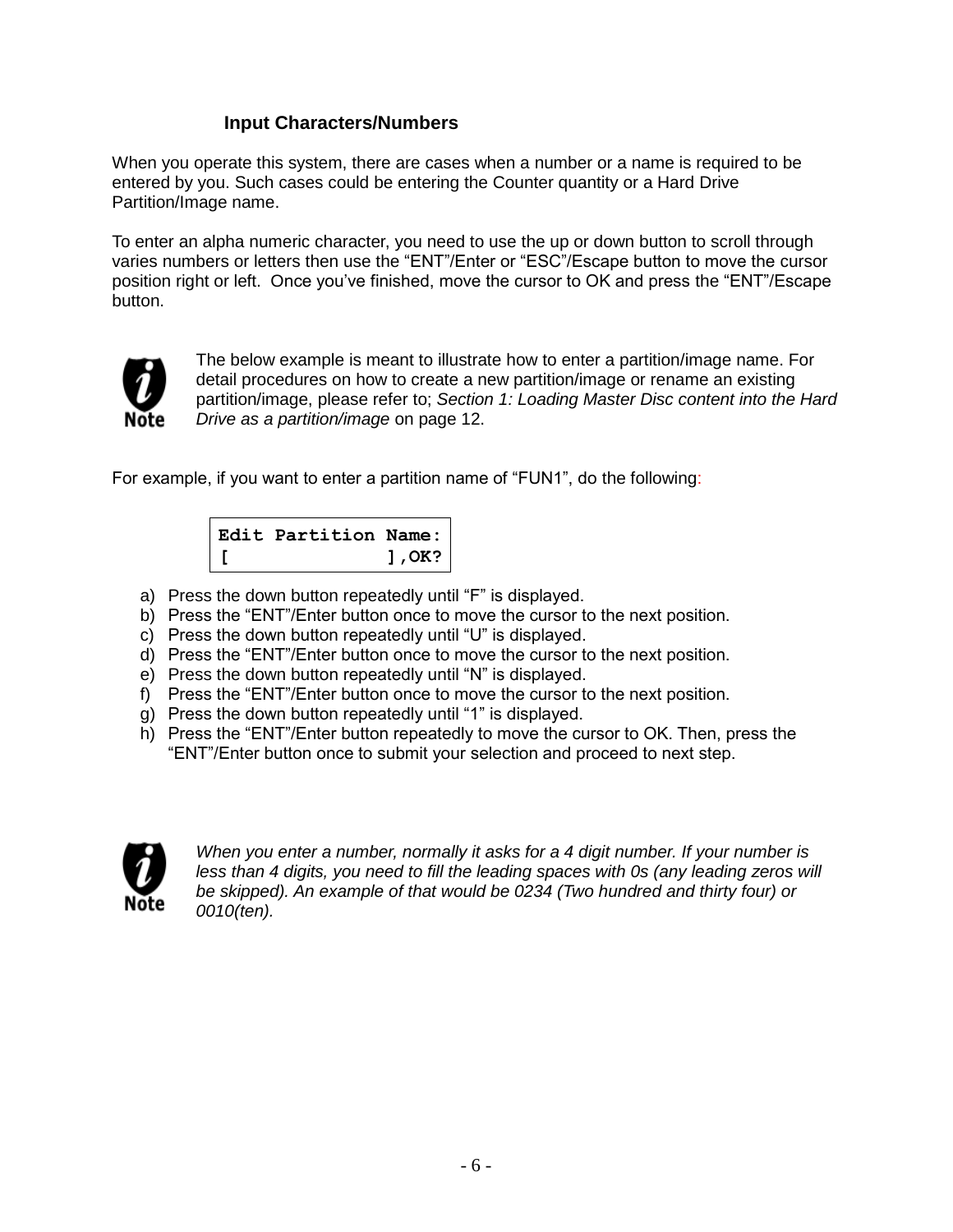### Input Characters/Numbers

When you operate this system, there are cases when a number or a name is required to be entered by you. Such cases could be entering the Counter quantity or a Hard Drive Partition/Image name.

To enter an alpha numeric character, you need to use the up or down button to scroll through varies numbers or letters then use the “ENT”/Enter or “ESC”/Escape button to move the cursor position right or left. Once you’ve finished, move the cursor to OK and press the “ENT”/Escape button.

Note: The below example is meant to illustrate how to enter a partition/image name. For detail procedures on how to create a new partition/image or rename an existing partition/image, please refer to; *Section 1: Loading Master Disc content into the Hard Drive as a partition/image* on page 12.

For example, if you want to enter a partition name of “FUN1”, do the following:

```
Edit Partition Name:
[              ],OK?
```

a) Press the down button repeatedly until “F” is displayed.
b) Press the “ENT”/Enter button once to move the cursor to the next position.
c) Press the down button repeatedly until “U” is displayed.
d) Press the “ENT”/Enter button once to move the cursor to the next position.
e) Press the down button repeatedly until “N” is displayed.
f) Press the “ENT”/Enter button once to move the cursor to the next position.
g) Press the down button repeatedly until “1” is displayed.
h) Press the “ENT”/Enter button repeatedly to move the cursor to OK. Then, press the “ENT”/Enter button once to submit your selection and proceed to next step.

Note: *When you enter a number, normally it asks for a 4 digit number. If your number is less than 4 digits, you need to fill the leading spaces with 0s (any leading zeros will be skipped). An example of that would be 0234 (Two hundred and thirty four) or 0010(ten).*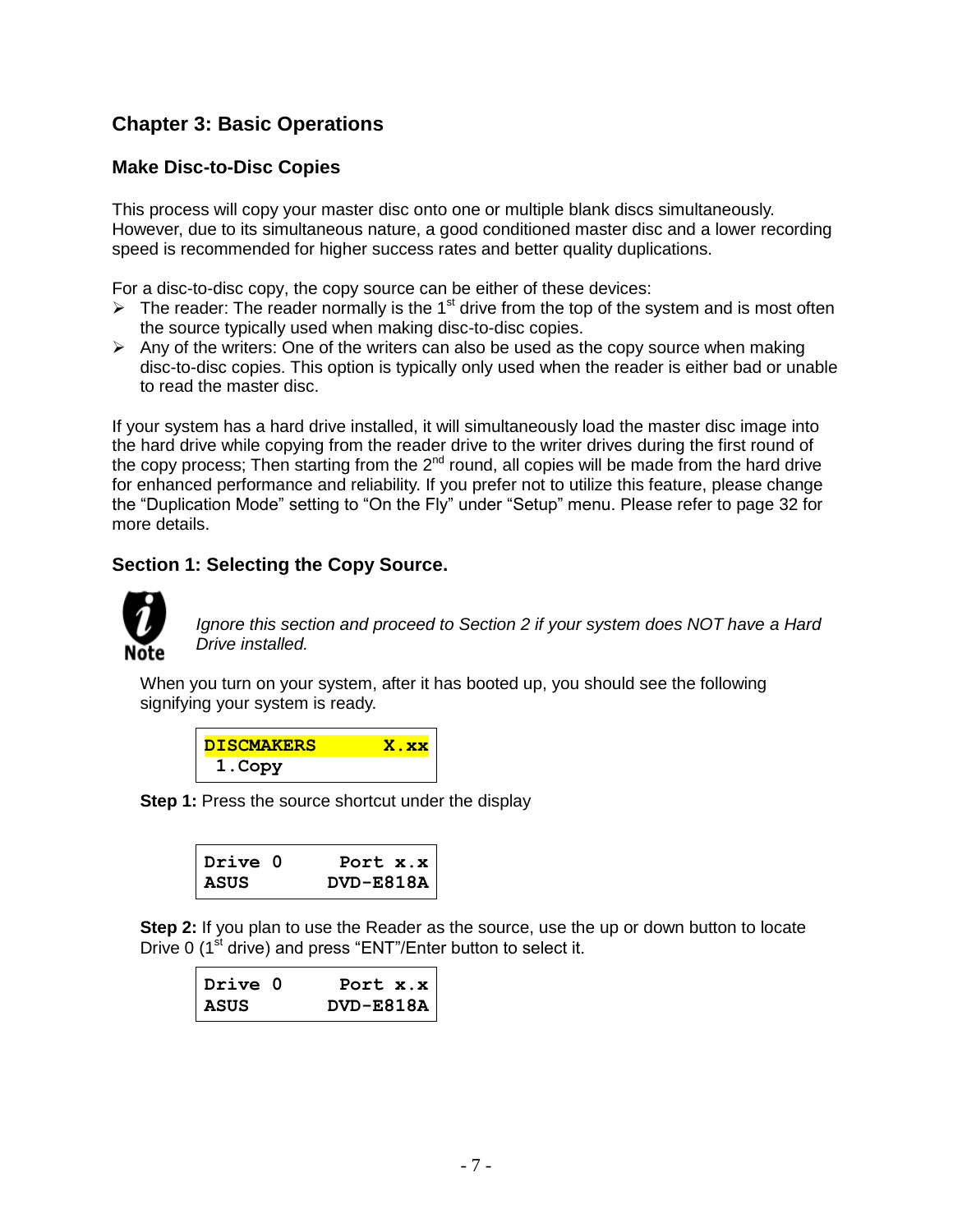# Chapter 3: Basic Operations

## Make Disc-to-Disc Copies

This process will copy your master disc onto one or multiple blank discs simultaneously. However, due to its simultaneous nature, a good conditioned master disc and a lower recording speed is recommended for higher success rates and better quality duplications.

For a disc-to-disc copy, the copy source can be either of these devices:

- The reader: The reader normally is the 1st drive from the top of the system and is most often the source typically used when making disc-to-disc copies.
- Any of the writers: One of the writers can also be used as the copy source when making disc-to-disc copies. This option is typically only used when the reader is either bad or unable to read the master disc.

If your system has a hard drive installed, it will simultaneously load the master disc image into the hard drive while copying from the reader drive to the writer drives during the first round of the copy process; Then starting from the 2nd round, all copies will be made from the hard drive for enhanced performance and reliability. If you prefer not to utilize this feature, please change the “Duplication Mode” setting to “On the Fly” under “Setup” menu. Please refer to page 32 for more details.

## Section 1: Selecting the Copy Source.

Note

*Ignore this section and proceed to Section 2 if your system does NOT have a Hard Drive installed.*

When you turn on your system, after it has booted up, you should see the following signifying your system is ready.

```
DISCMAKERS       X.xx
 1.Copy
```

**Step 1:** Press the source shortcut under the display

```
Drive 0      Port x.x
ASUS        DVD-E818A
```

**Step 2:** If you plan to use the Reader as the source, use the up or down button to locate Drive 0 (1st drive) and press “ENT”/Enter button to select it.

```
Drive 0      Port x.x
ASUS        DVD-E818A
```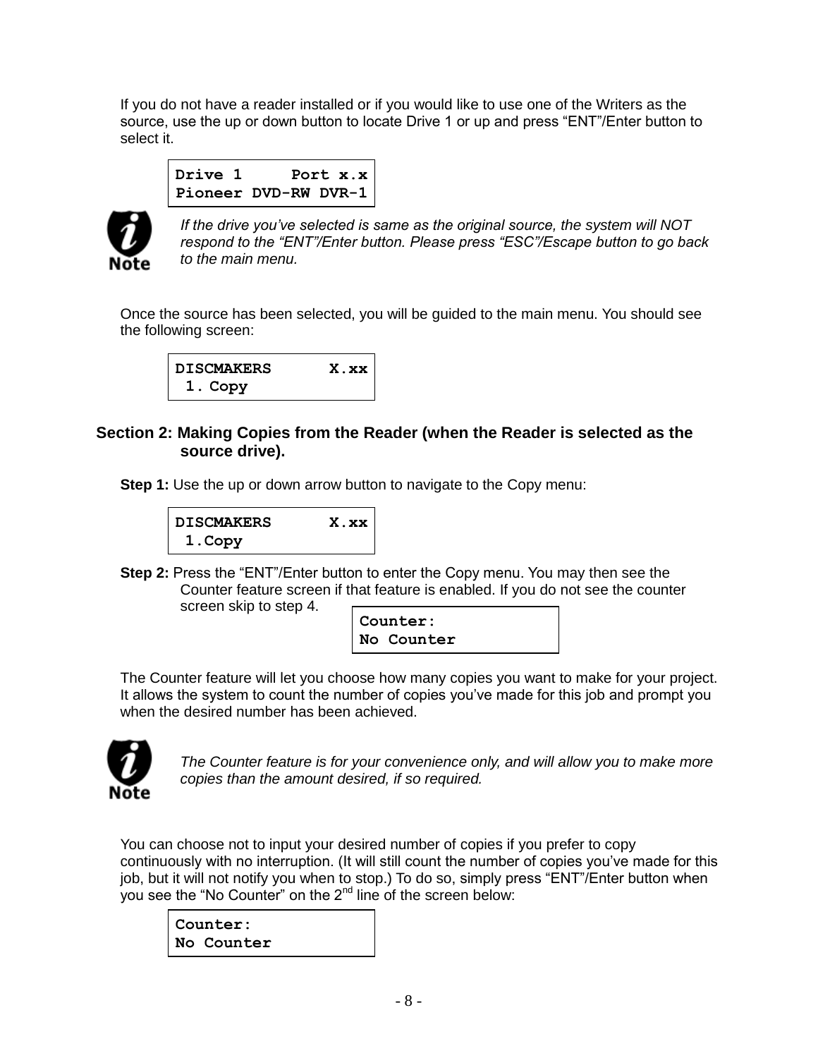If you do not have a reader installed or if you would like to use one of the Writers as the source, use the up or down button to locate Drive 1 or up and press “ENT”/Enter button to select it.

```
Drive 1     Port x.x
Pioneer DVD-RW DVR-1
```

Note: *If the drive you’ve selected is same as the original source, the system will NOT respond to the “ENT”/Enter button. Please press “ESC”/Escape button to go back to the main menu.*

Once the source has been selected, you will be guided to the main menu. You should see the following screen:

```
DISCMAKERS      X.xx
 1. Copy
```

## Section 2: Making Copies from the Reader (when the Reader is selected as the source drive).

**Step 1:** Use the up or down arrow button to navigate to the Copy menu:

```
DISCMAKERS      X.xx
 1.Copy
```

**Step 2:** Press the “ENT”/Enter button to enter the Copy menu. You may then see the Counter feature screen if that feature is enabled. If you do not see the counter screen skip to step 4.

```
Counter:
No Counter
```

The Counter feature will let you choose how many copies you want to make for your project. It allows the system to count the number of copies you’ve made for this job and prompt you when the desired number has been achieved.

Note: *The Counter feature is for your convenience only, and will allow you to make more copies than the amount desired, if so required.*

You can choose not to input your desired number of copies if you prefer to copy continuously with no interruption. (It will still count the number of copies you’ve made for this job, but it will not notify you when to stop.) To do so, simply press “ENT”/Enter button when you see the “No Counter” on the 2nd line of the screen below:

```
Counter:
No Counter
```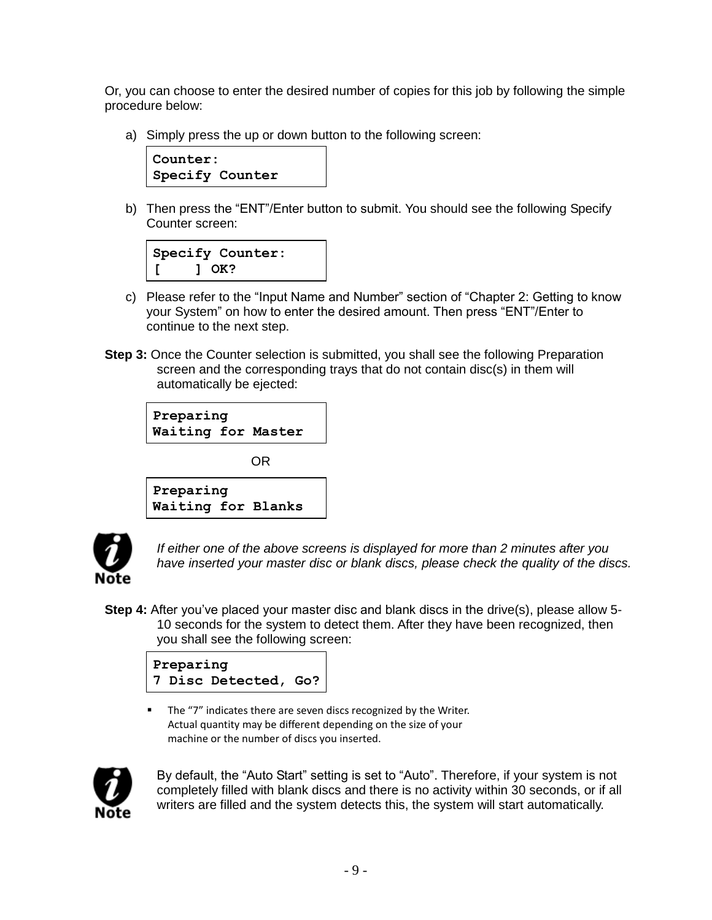Or, you can choose to enter the desired number of copies for this job by following the simple procedure below:

a) Simply press the up or down button to the following screen:

```
Counter:
Specify Counter
```

b) Then press the “ENT”/Enter button to submit. You should see the following Specify Counter screen:

```
Specify Counter:
[    ] OK?
```

c) Please refer to the “Input Name and Number” section of “Chapter 2: Getting to know your System” on how to enter the desired amount. Then press “ENT”/Enter to continue to the next step.

**Step 3:** Once the Counter selection is submitted, you shall see the following Preparation screen and the corresponding trays that do not contain disc(s) in them will automatically be ejected:

```
Preparing
Waiting for Master
```

OR

```
Preparing
Waiting for Blanks
```

**Note:** *If either one of the above screens is displayed for more than 2 minutes after you have inserted your master disc or blank discs, please check the quality of the discs.*

**Step 4:** After you’ve placed your master disc and blank discs in the drive(s), please allow 5-10 seconds for the system to detect them. After they have been recognized, then you shall see the following screen:

```
Preparing
7 Disc Detected, Go?
```

- The “7” indicates there are seven discs recognized by the Writer. Actual quantity may be different depending on the size of your machine or the number of discs you inserted.

**Note:** By default, the “Auto Start” setting is set to “Auto”. Therefore, if your system is not completely filled with blank discs and there is no activity within 30 seconds, or if all writers are filled and the system detects this, the system will start automatically.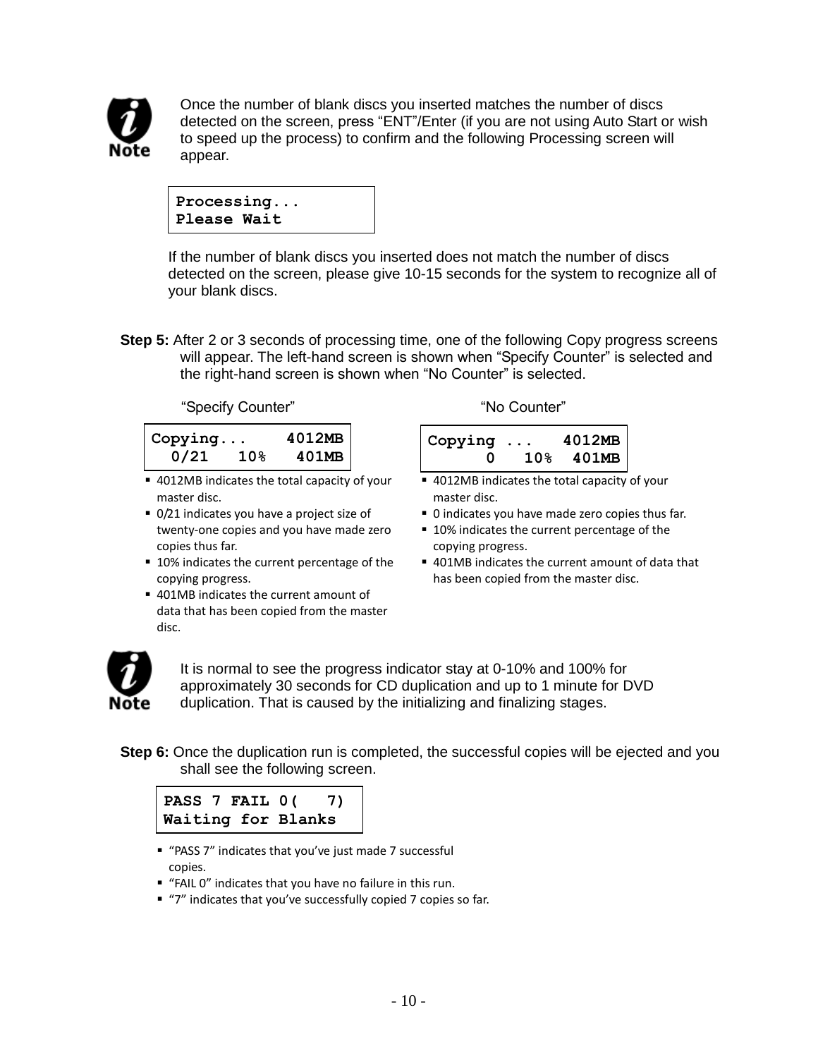**Note**

Once the number of blank discs you inserted matches the number of discs detected on the screen, press “ENT”/Enter (if you are not using Auto Start or wish to speed up the process) to confirm and the following Processing screen will appear.

```
Processing...
Please Wait
```

If the number of blank discs you inserted does not match the number of discs detected on the screen, please give 10-15 seconds for the system to recognize all of your blank discs.

**Step 5:** After 2 or 3 seconds of processing time, one of the following Copy progress screens will appear. The left-hand screen is shown when “Specify Counter” is selected and the right-hand screen is shown when “No Counter” is selected.

“Specify Counter”

```
Copying...     4012MB
  0/21   10%   401MB
```

- 4012MB indicates the total capacity of your master disc.
- 0/21 indicates you have a project size of twenty-one copies and you have made zero copies thus far.
- 10% indicates the current percentage of the copying progress.
- 401MB indicates the current amount of data that has been copied from the master disc.

“No Counter”

```
Copying ...    4012MB
      0   10%  401MB
```

- 4012MB indicates the total capacity of your master disc.
- 0 indicates you have made zero copies thus far.
- 10% indicates the current percentage of the copying progress.
- 401MB indicates the current amount of data that has been copied from the master disc.

**Note**

It is normal to see the progress indicator stay at 0-10% and 100% for approximately 30 seconds for CD duplication and up to 1 minute for DVD duplication. That is caused by the initializing and finalizing stages.

**Step 6:** Once the duplication run is completed, the successful copies will be ejected and you shall see the following screen.

```
PASS 7 FAIL 0(   7)
Waiting for Blanks
```

- “PASS 7” indicates that you’ve just made 7 successful copies.
- “FAIL 0” indicates that you have no failure in this run.
- “7” indicates that you’ve successfully copied 7 copies so far.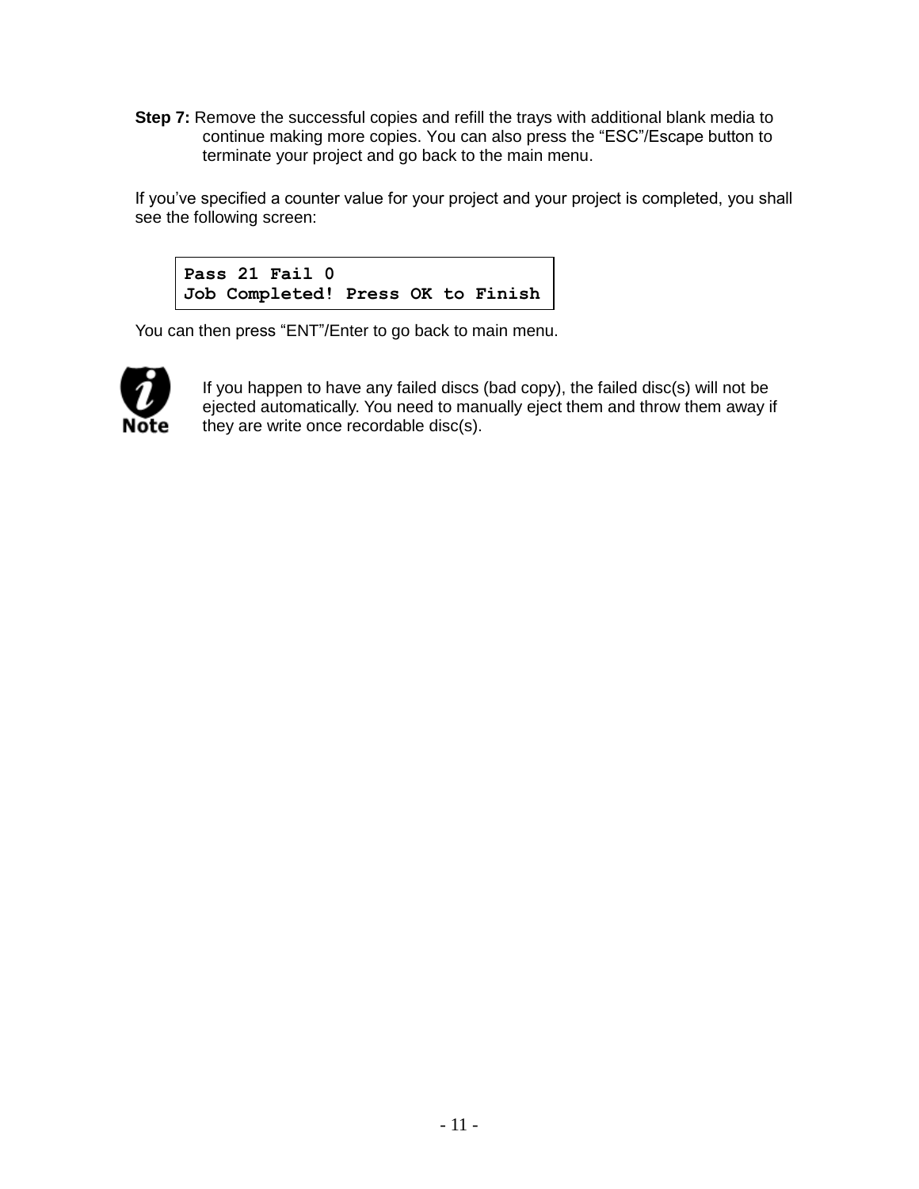**Step 7:** Remove the successful copies and refill the trays with additional blank media to continue making more copies. You can also press the “ESC”/Escape button to terminate your project and go back to the main menu.

If you’ve specified a counter value for your project and your project is completed, you shall see the following screen:

```
Pass 21 Fail 0
Job Completed! Press OK to Finish
```

You can then press “ENT”/Enter to go back to main menu.

**Note:** If you happen to have any failed discs (bad copy), the failed disc(s) will not be ejected automatically. You need to manually eject them and throw them away if they are write once recordable disc(s).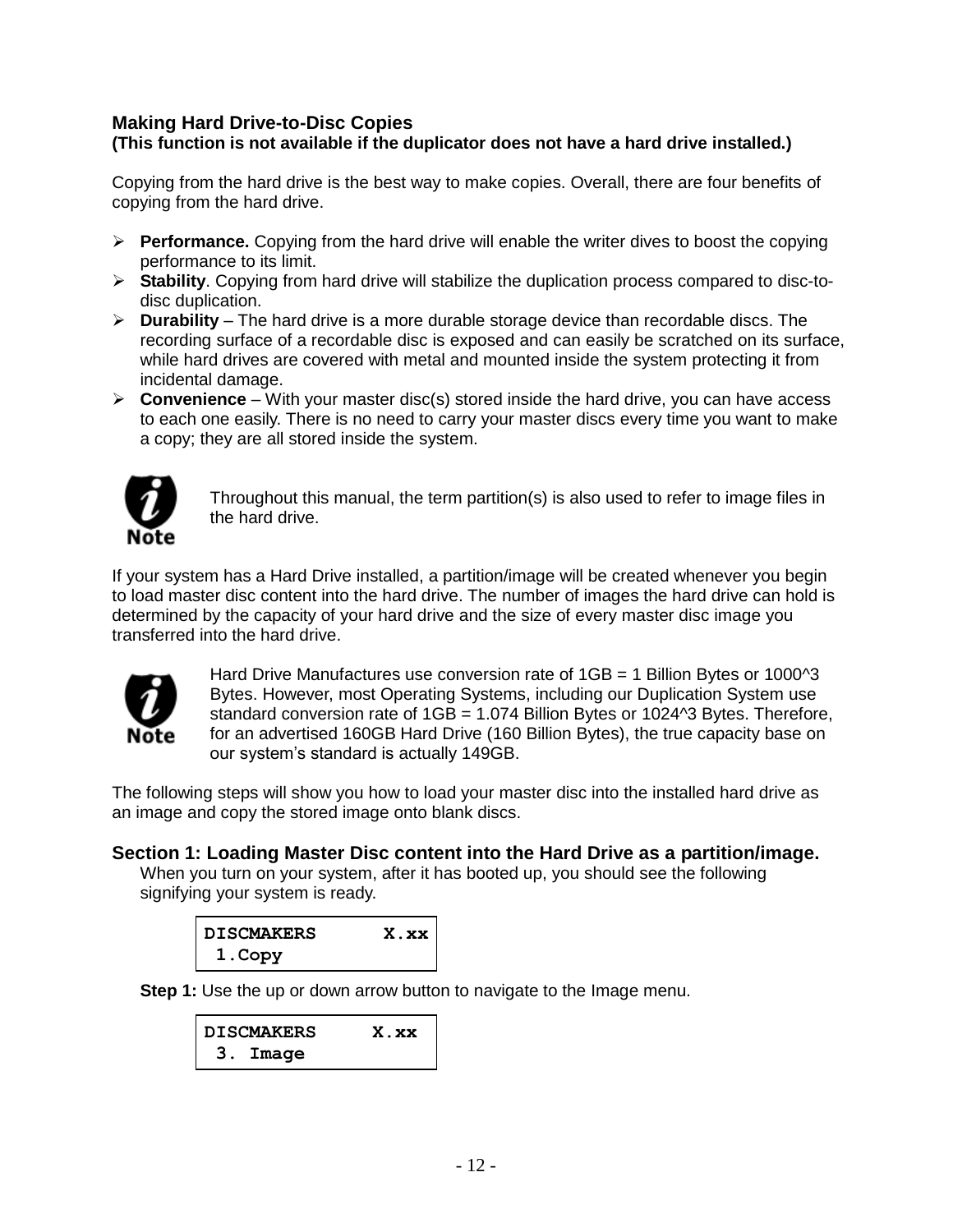## Making Hard Drive-to-Disc Copies

**(This function is not available if the duplicator does not have a hard drive installed.)**

Copying from the hard drive is the best way to make copies. Overall, there are four benefits of copying from the hard drive.

- **Performance.** Copying from the hard drive will enable the writer dives to boost the copying performance to its limit.
- **Stability**. Copying from hard drive will stabilize the duplication process compared to disc-to-disc duplication.
- **Durability** – The hard drive is a more durable storage device than recordable discs. The recording surface of a recordable disc is exposed and can easily be scratched on its surface, while hard drives are covered with metal and mounted inside the system protecting it from incidental damage.
- **Convenience** – With your master disc(s) stored inside the hard drive, you can have access to each one easily. There is no need to carry your master discs every time you want to make a copy; they are all stored inside the system.

**Note:** Throughout this manual, the term partition(s) is also used to refer to image files in the hard drive.

If your system has a Hard Drive installed, a partition/image will be created whenever you begin to load master disc content into the hard drive. The number of images the hard drive can hold is determined by the capacity of your hard drive and the size of every master disc image you transferred into the hard drive.

**Note:** Hard Drive Manufactures use conversion rate of 1GB = 1 Billion Bytes or 1000^3 Bytes. However, most Operating Systems, including our Duplication System use standard conversion rate of 1GB = 1.074 Billion Bytes or 1024^3 Bytes. Therefore, for an advertised 160GB Hard Drive (160 Billion Bytes), the true capacity base on our system's standard is actually 149GB.

The following steps will show you how to load your master disc into the installed hard drive as an image and copy the stored image onto blank discs.

### Section 1: Loading Master Disc content into the Hard Drive as a partition/image.

When you turn on your system, after it has booted up, you should see the following signifying your system is ready.

```
DISCMAKERS      X.xx
 1.Copy
```

**Step 1:** Use the up or down arrow button to navigate to the Image menu.

```
DISCMAKERS     X.xx
 3. Image
```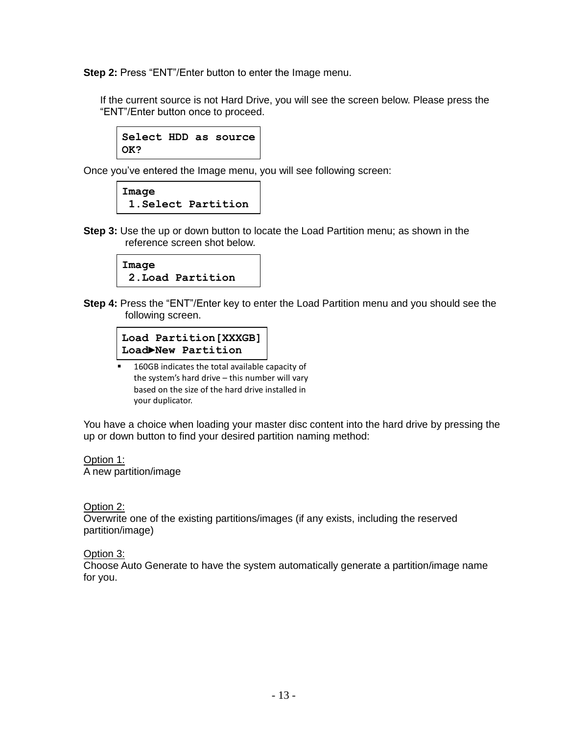**Step 2:** Press “ENT”/Enter button to enter the Image menu.

If the current source is not Hard Drive, you will see the screen below. Please press the “ENT”/Enter button once to proceed.

```
Select HDD as source
OK?
```

Once you’ve entered the Image menu, you will see following screen:

```
Image
 1.Select Partition
```

**Step 3:** Use the up or down button to locate the Load Partition menu; as shown in the reference screen shot below.

```
Image
 2.Load Partition
```

**Step 4:** Press the “ENT”/Enter key to enter the Load Partition menu and you should see the following screen.

```
Load Partition[XXXGB]
Load►New Partition
```

- 160GB indicates the total available capacity of the system’s hard drive – this number will vary based on the size of the hard drive installed in your duplicator.

You have a choice when loading your master disc content into the hard drive by pressing the up or down button to find your desired partition naming method:

<u>Option 1:</u>
A new partition/image

<u>Option 2:</u>
Overwrite one of the existing partitions/images (if any exists, including the reserved partition/image)

<u>Option 3:</u>
Choose Auto Generate to have the system automatically generate a partition/image name for you.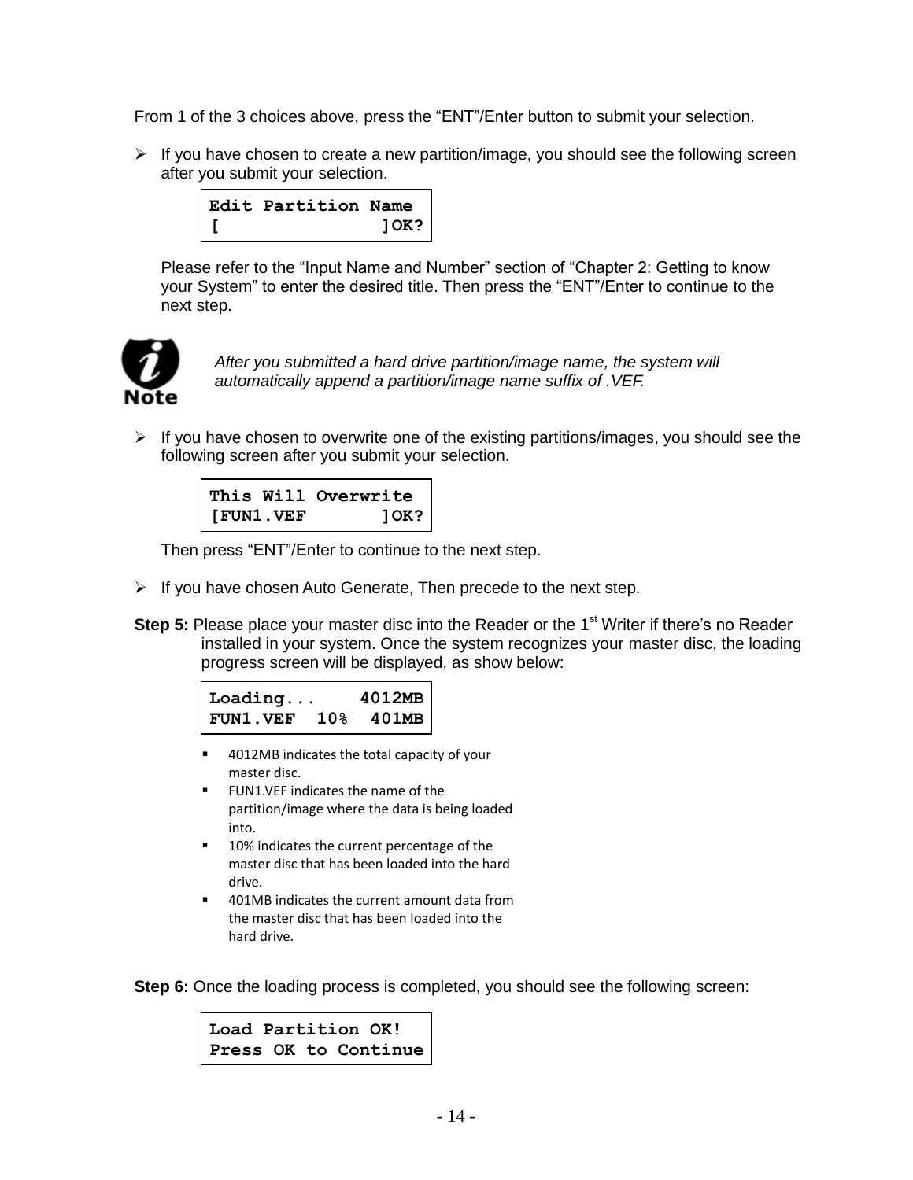From 1 of the 3 choices above, press the "ENT"/Enter button to submit your selection.

- If you have chosen to create a new partition/image, you should see the following screen after you submit your selection.

```
Edit Partition Name
[               ]OK?
```

Please refer to the "Input Name and Number" section of "Chapter 2: Getting to know your System" to enter the desired title. Then press the "ENT"/Enter to continue to the next step.

*After you submitted a hard drive partition/image name, the system will automatically append a partition/image name suffix of .VEF.*

- If you have chosen to overwrite one of the existing partitions/images, you should see the following screen after you submit your selection.

```
This Will Overwrite
[FUN1.VEF       ]OK?
```

Then press "ENT"/Enter to continue to the next step.

- If you have chosen Auto Generate, Then precede to the next step.

**Step 5:** Please place your master disc into the Reader or the 1st Writer if there's no Reader installed in your system. Once the system recognizes your master disc, the loading progress screen will be displayed, as show below:

```
Loading...    4012MB
FUN1.VEF  10%  401MB
```

- 4012MB indicates the total capacity of your master disc.
- FUN1.VEF indicates the name of the partition/image where the data is being loaded into.
- 10% indicates the current percentage of the master disc that has been loaded into the hard drive.
- 401MB indicates the current amount data from the master disc that has been loaded into the hard drive.

**Step 6:** Once the loading process is completed, you should see the following screen:

```
Load Partition OK!
Press OK to Continue
```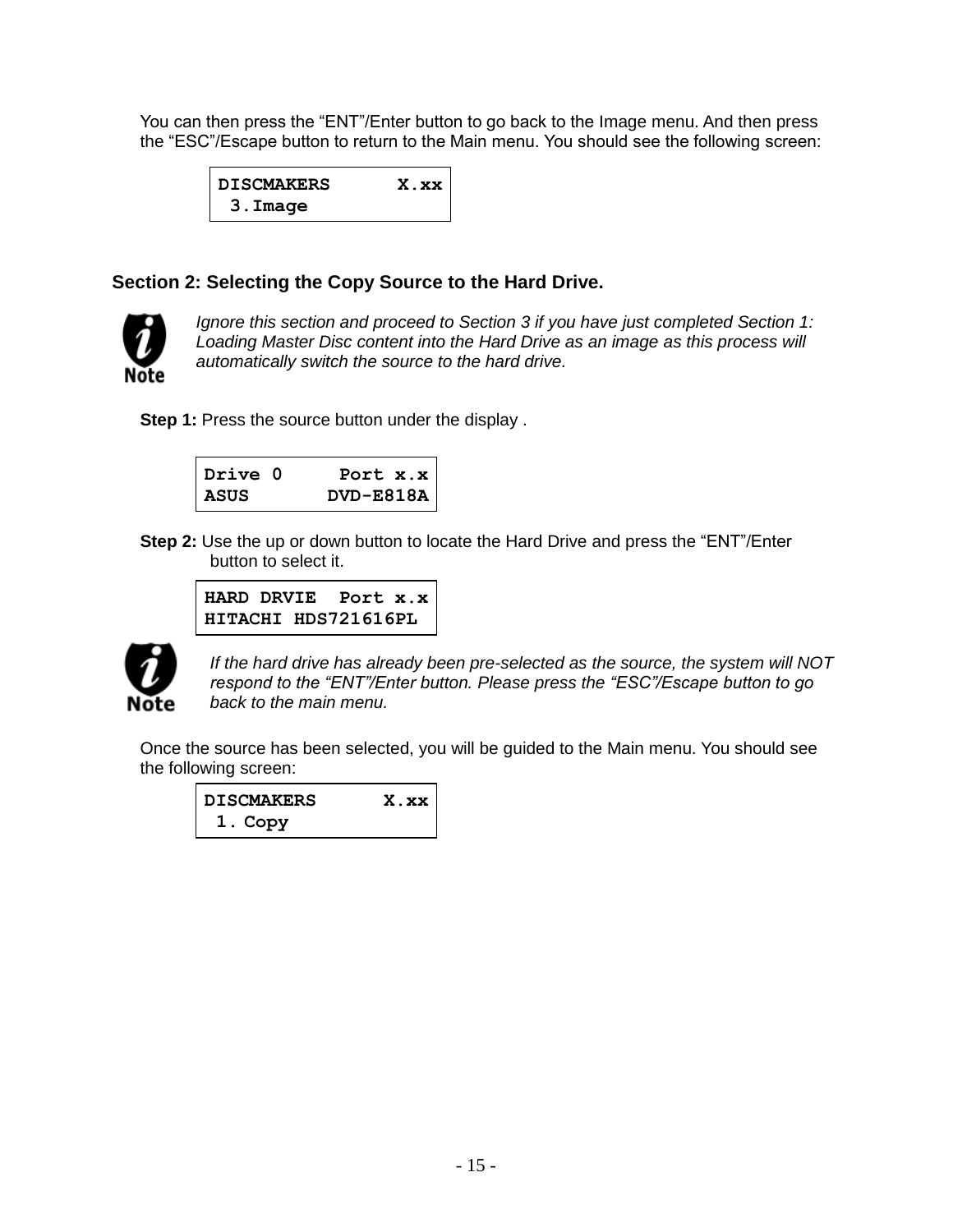You can then press the “ENT”/Enter button to go back to the Image menu. And then press the “ESC”/Escape button to return to the Main menu. You should see the following screen:

```
DISCMAKERS      X.xx
 3.Image
```

## Section 2: Selecting the Copy Source to the Hard Drive.

*Ignore this section and proceed to Section 3 if you have just completed Section 1: Loading Master Disc content into the Hard Drive as an image as this process will automatically switch the source to the hard drive.*

**Step 1:** Press the source button under the display .

```
Drive 0      Port x.x
ASUS        DVD-E818A
```

**Step 2:** Use the up or down button to locate the Hard Drive and press the “ENT”/Enter button to select it.

```
HARD DRVIE  Port x.x
HITACHI HDS721616PL
```

*If the hard drive has already been pre-selected as the source, the system will NOT respond to the “ENT”/Enter button. Please press the “ESC”/Escape button to go back to the main menu.*

Once the source has been selected, you will be guided to the Main menu. You should see the following screen:

```
DISCMAKERS      X.xx
 1. Copy
```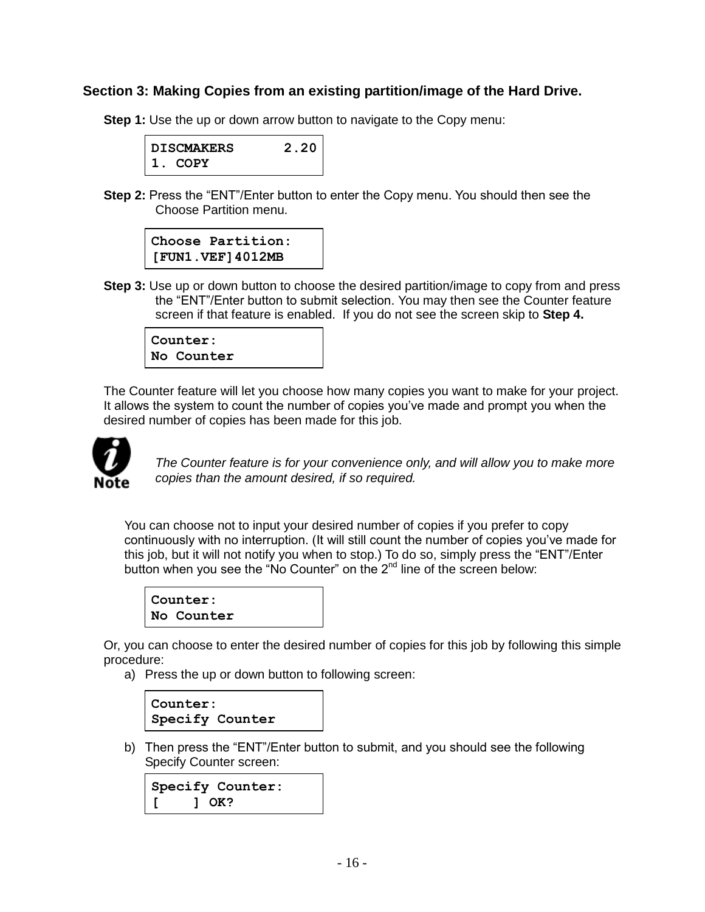## Section 3: Making Copies from an existing partition/image of the Hard Drive.

**Step 1:** Use the up or down arrow button to navigate to the Copy menu:

```
DISCMAKERS      2.20
1. COPY
```

**Step 2:** Press the "ENT"/Enter button to enter the Copy menu. You should then see the Choose Partition menu.

```
Choose Partition:
[FUN1.VEF]4012MB
```

**Step 3:** Use up or down button to choose the desired partition/image to copy from and press the "ENT"/Enter button to submit selection. You may then see the Counter feature screen if that feature is enabled. If you do not see the screen skip to **Step 4.**

```
Counter:
No Counter
```

The Counter feature will let you choose how many copies you want to make for your project. It allows the system to count the number of copies you've made and prompt you when the desired number of copies has been made for this job.

**Note**

*The Counter feature is for your convenience only, and will allow you to make more copies than the amount desired, if so required.*

You can choose not to input your desired number of copies if you prefer to copy continuously with no interruption. (It will still count the number of copies you've made for this job, but it will not notify you when to stop.) To do so, simply press the "ENT"/Enter button when you see the "No Counter" on the 2nd line of the screen below:

```
Counter:
No Counter
```

Or, you can choose to enter the desired number of copies for this job by following this simple procedure:

a) Press the up or down button to following screen:

```
Counter:
Specify Counter
```

b) Then press the "ENT"/Enter button to submit, and you should see the following Specify Counter screen:

```
Specify Counter:
[    ] OK?
```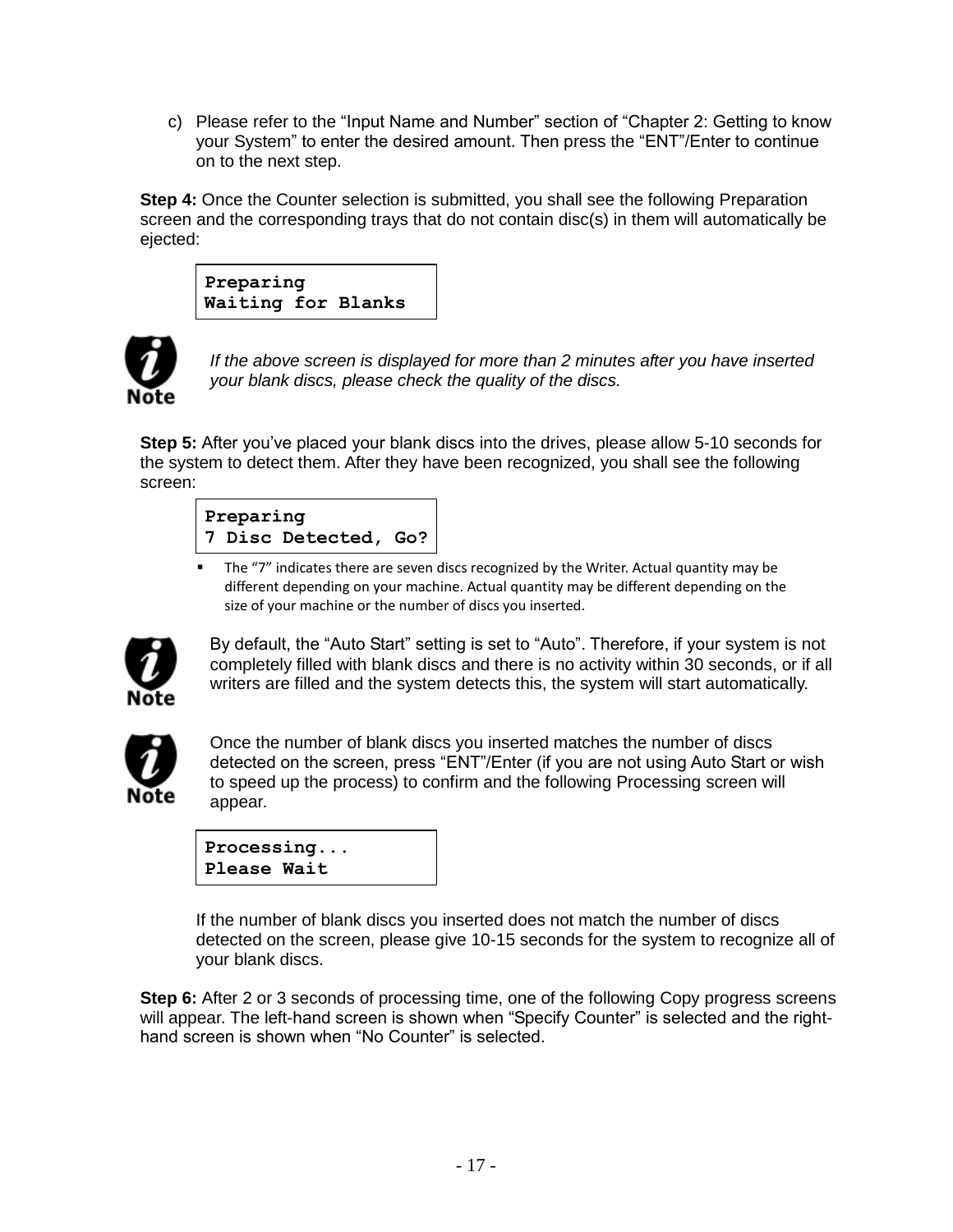c) Please refer to the “Input Name and Number” section of “Chapter 2: Getting to know your System” to enter the desired amount. Then press the “ENT”/Enter to continue on to the next step.

**Step 4:** Once the Counter selection is submitted, you shall see the following Preparation screen and the corresponding trays that do not contain disc(s) in them will automatically be ejected:

```
Preparing
Waiting for Blanks
```

**Note**

*If the above screen is displayed for more than 2 minutes after you have inserted your blank discs, please check the quality of the discs.*

**Step 5:** After you’ve placed your blank discs into the drives, please allow 5-10 seconds for the system to detect them. After they have been recognized, you shall see the following screen:

```
Preparing
7 Disc Detected, Go?
```

- The “7” indicates there are seven discs recognized by the Writer. Actual quantity may be different depending on your machine. Actual quantity may be different depending on the size of your machine or the number of discs you inserted.

**Note**

By default, the “Auto Start” setting is set to “Auto”. Therefore, if your system is not completely filled with blank discs and there is no activity within 30 seconds, or if all writers are filled and the system detects this, the system will start automatically.

**Note**

Once the number of blank discs you inserted matches the number of discs detected on the screen, press “ENT”/Enter (if you are not using Auto Start or wish to speed up the process) to confirm and the following Processing screen will appear.

```
Processing...
Please Wait
```

If the number of blank discs you inserted does not match the number of discs detected on the screen, please give 10-15 seconds for the system to recognize all of your blank discs.

**Step 6:** After 2 or 3 seconds of processing time, one of the following Copy progress screens will appear. The left-hand screen is shown when “Specify Counter” is selected and the right-hand screen is shown when “No Counter” is selected.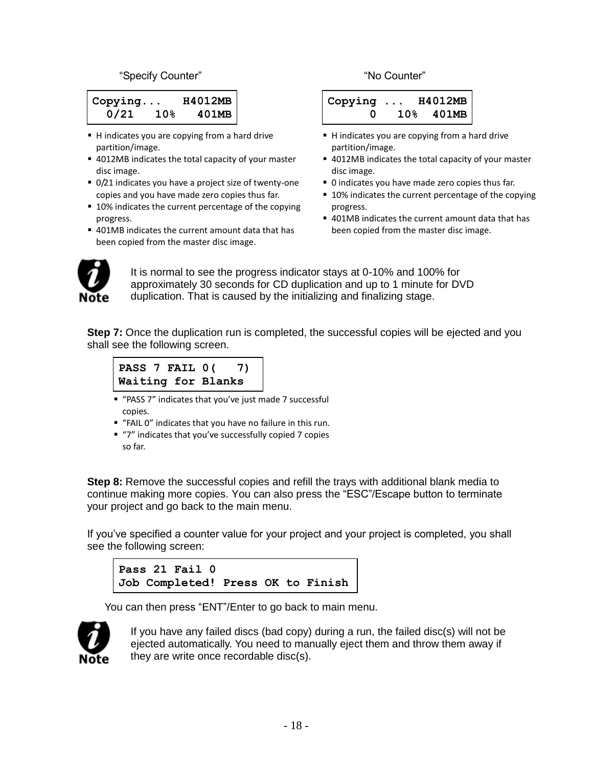"Specify Counter"

```
Copying...   H4012MB
  0/21   10%   401MB
```

- H indicates you are copying from a hard drive partition/image.
- 4012MB indicates the total capacity of your master disc image.
- 0/21 indicates you have a project size of twenty-one copies and you have made zero copies thus far.
- 10% indicates the current percentage of the copying progress.
- 401MB indicates the current amount data that has been copied from the master disc image.

"No Counter"

```
Copying ...  H4012MB
      0   10%  401MB
```

- H indicates you are copying from a hard drive partition/image.
- 4012MB indicates the total capacity of your master disc image.
- 0 indicates you have made zero copies thus far.
- 10% indicates the current percentage of the copying progress.
- 401MB indicates the current amount data that has been copied from the master disc image.

**Note:** It is normal to see the progress indicator stays at 0-10% and 100% for approximately 30 seconds for CD duplication and up to 1 minute for DVD duplication. That is caused by the initializing and finalizing stage.

**Step 7:** Once the duplication run is completed, the successful copies will be ejected and you shall see the following screen.

```
PASS 7 FAIL 0(   7)
Waiting for Blanks
```

- "PASS 7" indicates that you've just made 7 successful copies.
- "FAIL 0" indicates that you have no failure in this run.
- "7" indicates that you've successfully copied 7 copies so far.

**Step 8:** Remove the successful copies and refill the trays with additional blank media to continue making more copies. You can also press the "ESC"/Escape button to terminate your project and go back to the main menu.

If you've specified a counter value for your project and your project is completed, you shall see the following screen:

```
Pass 21 Fail 0
Job Completed! Press OK to Finish
```

You can then press "ENT"/Enter to go back to main menu.

**Note:** If you have any failed discs (bad copy) during a run, the failed disc(s) will not be ejected automatically. You need to manually eject them and throw them away if they are write once recordable disc(s).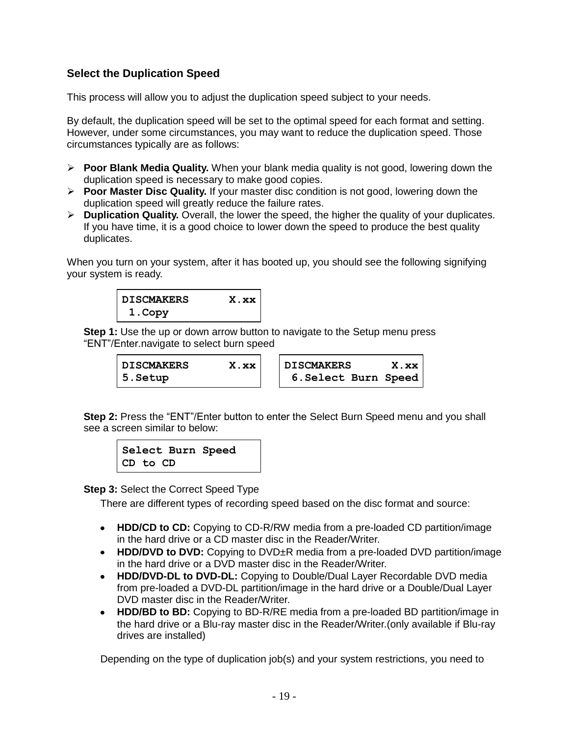## Select the Duplication Speed

This process will allow you to adjust the duplication speed subject to your needs.

By default, the duplication speed will be set to the optimal speed for each format and setting. However, under some circumstances, you may want to reduce the duplication speed. Those circumstances typically are as follows:

- **Poor Blank Media Quality.** When your blank media quality is not good, lowering down the duplication speed is necessary to make good copies.
- **Poor Master Disc Quality.** If your master disc condition is not good, lowering down the duplication speed will greatly reduce the failure rates.
- **Duplication Quality.** Overall, the lower the speed, the higher the quality of your duplicates. If you have time, it is a good choice to lower down the speed to produce the best quality duplicates.

When you turn on your system, after it has booted up, you should see the following signifying your system is ready.

```
DISCMAKERS      X.xx
 1.Copy
```

**Step 1:** Use the up or down arrow button to navigate to the Setup menu press “ENT”/Enter.navigate to select burn speed

```
DISCMAKERS      X.xx
5.Setup
```

```
DISCMAKERS      X.xx
 6.Select Burn Speed
```

**Step 2:** Press the “ENT”/Enter button to enter the Select Burn Speed menu and you shall see a screen similar to below:

```
Select Burn Speed
CD to CD
```

**Step 3:** Select the Correct Speed Type

There are different types of recording speed based on the disc format and source:

- **HDD/CD to CD:** Copying to CD-R/RW media from a pre-loaded CD partition/image in the hard drive or a CD master disc in the Reader/Writer.
- **HDD/DVD to DVD:** Copying to DVD±R media from a pre-loaded DVD partition/image in the hard drive or a DVD master disc in the Reader/Writer.
- **HDD/DVD-DL to DVD-DL:** Copying to Double/Dual Layer Recordable DVD media from pre-loaded a DVD-DL partition/image in the hard drive or a Double/Dual Layer DVD master disc in the Reader/Writer.
- **HDD/BD to BD:** Copying to BD-R/RE media from a pre-loaded BD partition/image in the hard drive or a Blu-ray master disc in the Reader/Writer.(only available if Blu-ray drives are installed)

Depending on the type of duplication job(s) and your system restrictions, you need to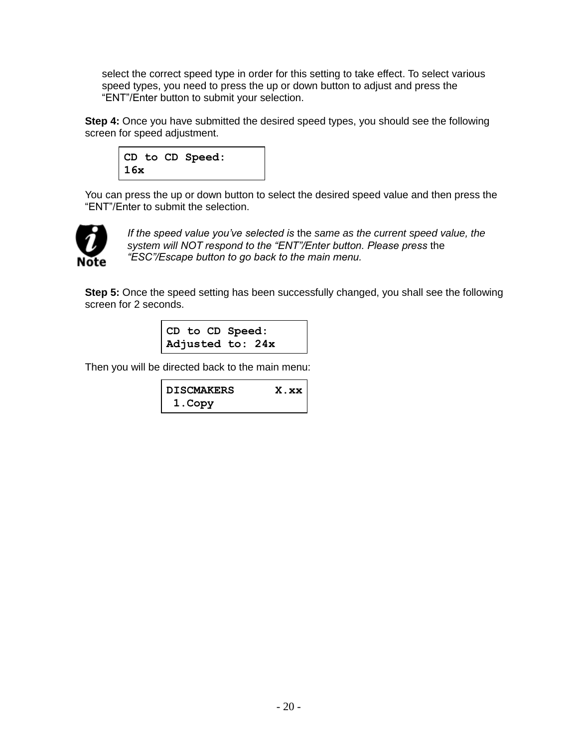select the correct speed type in order for this setting to take effect. To select various speed types, you need to press the up or down button to adjust and press the "ENT"/Enter button to submit your selection.

**Step 4:** Once you have submitted the desired speed types, you should see the following screen for speed adjustment.

```
CD to CD Speed:
16x
```

You can press the up or down button to select the desired speed value and then press the "ENT"/Enter to submit the selection.

*If the speed value you've selected is* the *same as the current speed value, the system will NOT respond to the "ENT"/Enter button. Please press* the *"ESC"/Escape button to go back to the main menu.*

**Step 5:** Once the speed setting has been successfully changed, you shall see the following screen for 2 seconds.

```
CD to CD Speed:
Adjusted to: 24x
```

Then you will be directed back to the main menu:

```
DISCMAKERS      X.xx
 1.Copy
```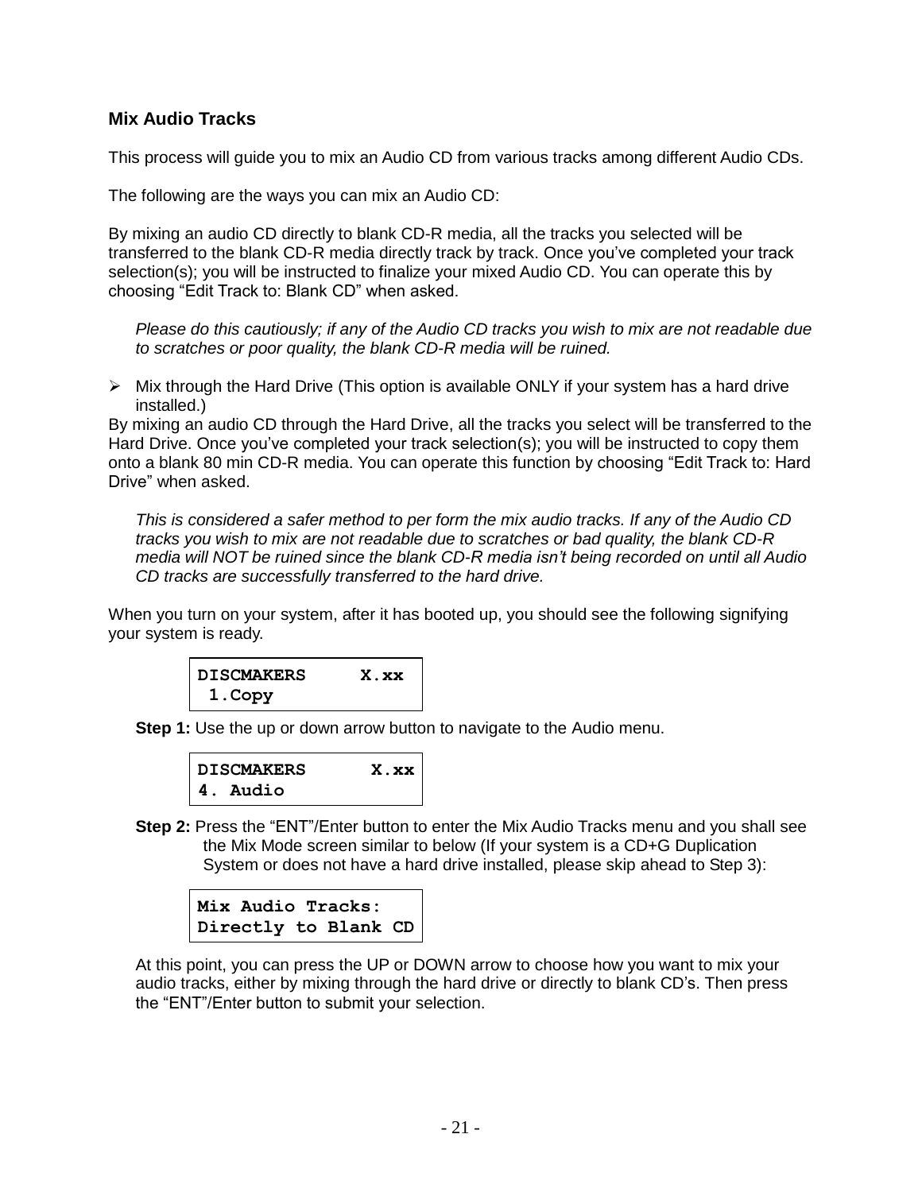## Mix Audio Tracks

This process will guide you to mix an Audio CD from various tracks among different Audio CDs.

The following are the ways you can mix an Audio CD:

By mixing an audio CD directly to blank CD-R media, all the tracks you selected will be transferred to the blank CD-R media directly track by track. Once you've completed your track selection(s); you will be instructed to finalize your mixed Audio CD. You can operate this by choosing "Edit Track to: Blank CD" when asked.

*Please do this cautiously; if any of the Audio CD tracks you wish to mix are not readable due to scratches or poor quality, the blank CD-R media will be ruined.*

- Mix through the Hard Drive (This option is available ONLY if your system has a hard drive installed.)

By mixing an audio CD through the Hard Drive, all the tracks you select will be transferred to the Hard Drive. Once you've completed your track selection(s); you will be instructed to copy them onto a blank 80 min CD-R media. You can operate this function by choosing "Edit Track to: Hard Drive" when asked.

*This is considered a safer method to per form the mix audio tracks. If any of the Audio CD tracks you wish to mix are not readable due to scratches or bad quality, the blank CD-R media will NOT be ruined since the blank CD-R media isn't being recorded on until all Audio CD tracks are successfully transferred to the hard drive.*

When you turn on your system, after it has booted up, you should see the following signifying your system is ready.

```
DISCMAKERS     X.xx
 1.Copy
```

**Step 1:** Use the up or down arrow button to navigate to the Audio menu.

```
DISCMAKERS      X.xx
4. Audio
```

**Step 2:** Press the "ENT"/Enter button to enter the Mix Audio Tracks menu and you shall see the Mix Mode screen similar to below (If your system is a CD+G Duplication System or does not have a hard drive installed, please skip ahead to Step 3):

```
Mix Audio Tracks:
Directly to Blank CD
```

At this point, you can press the UP or DOWN arrow to choose how you want to mix your audio tracks, either by mixing through the hard drive or directly to blank CD's. Then press the "ENT"/Enter button to submit your selection.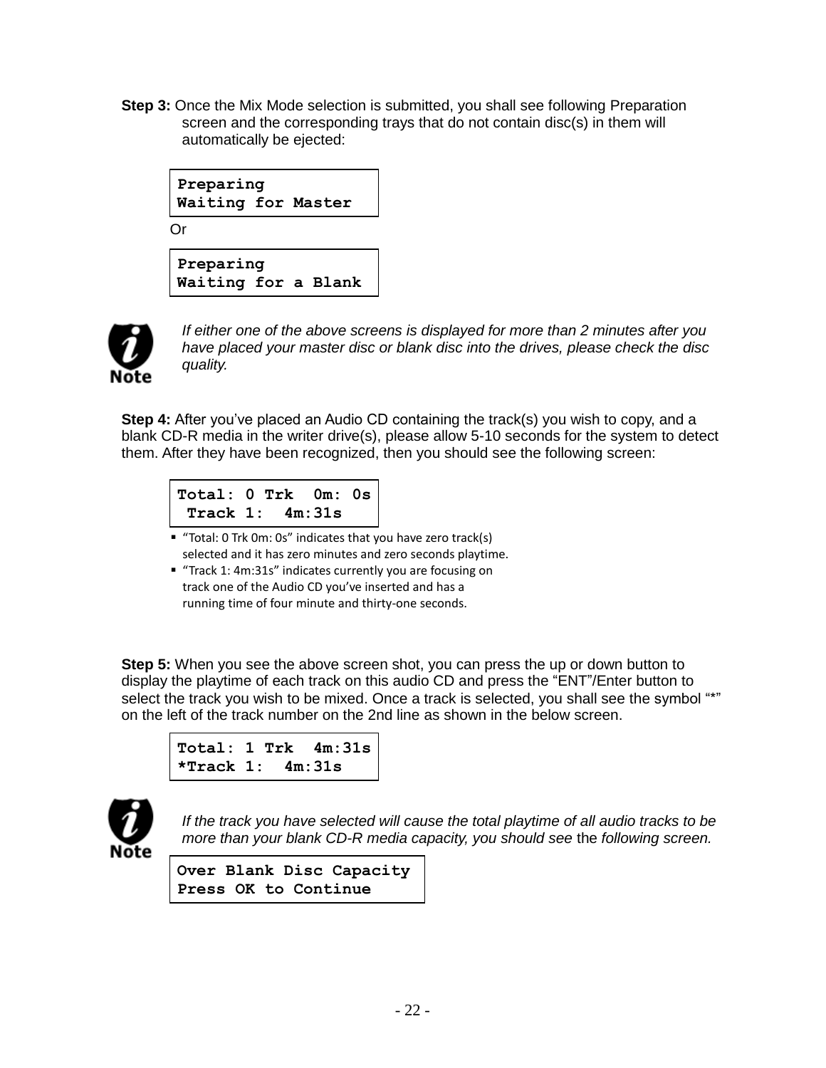**Step 3:** Once the Mix Mode selection is submitted, you shall see following Preparation screen and the corresponding trays that do not contain disc(s) in them will automatically be ejected:

```
Preparing
Waiting for Master
```

Or

```
Preparing
Waiting for a Blank
```

**Note:** *If either one of the above screens is displayed for more than 2 minutes after you have placed your master disc or blank disc into the drives, please check the disc quality.*

**Step 4:** After you've placed an Audio CD containing the track(s) you wish to copy, and a blank CD-R media in the writer drive(s), please allow 5-10 seconds for the system to detect them. After they have been recognized, then you should see the following screen:

```
Total: 0 Trk  0m: 0s
 Track 1:  4m:31s
```

- "Total: 0 Trk 0m: 0s" indicates that you have zero track(s) selected and it has zero minutes and zero seconds playtime.
- "Track 1: 4m:31s" indicates currently you are focusing on track one of the Audio CD you've inserted and has a running time of four minute and thirty-one seconds.

**Step 5:** When you see the above screen shot, you can press the up or down button to display the playtime of each track on this audio CD and press the "ENT"/Enter button to select the track you wish to be mixed. Once a track is selected, you shall see the symbol "*" on the left of the track number on the 2nd line as shown in the below screen.

```
Total: 1 Trk  4m:31s
*Track 1:  4m:31s
```

**Note:** *If the track you have selected will cause the total playtime of all audio tracks to be more than your blank CD-R media capacity, you should see* the *following screen.*

```
Over Blank Disc Capacity
Press OK to Continue
```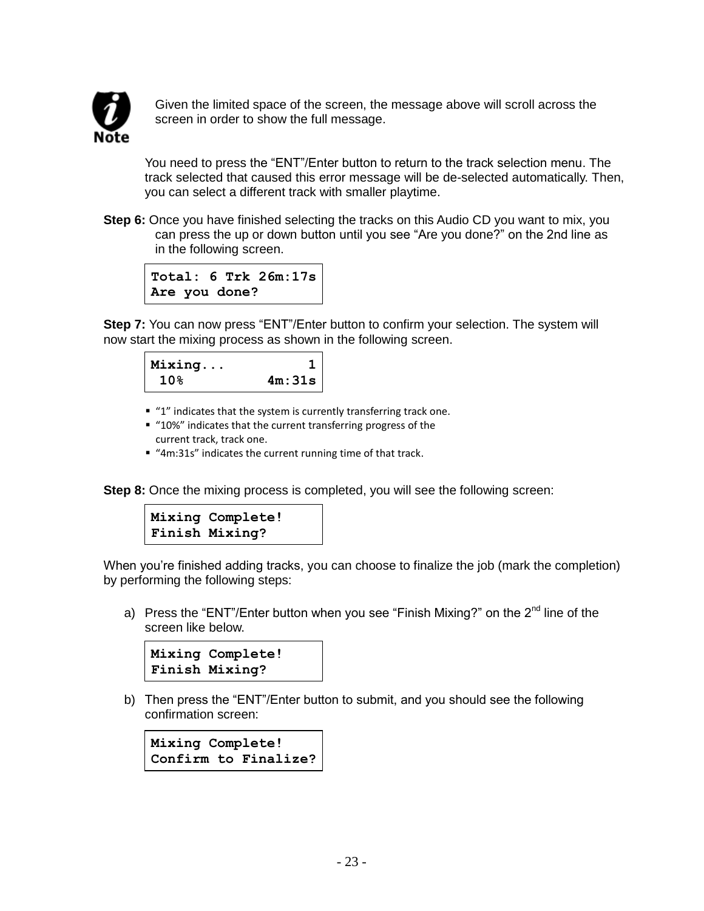**Note:** Given the limited space of the screen, the message above will scroll across the screen in order to show the full message.

You need to press the "ENT"/Enter button to return to the track selection menu. The track selected that caused this error message will be de-selected automatically. Then, you can select a different track with smaller playtime.

**Step 6:** Once you have finished selecting the tracks on this Audio CD you want to mix, you can press the up or down button until you see "Are you done?" on the 2nd line as in the following screen.

```
Total: 6 Trk 26m:17s
Are you done?
```

**Step 7:** You can now press "ENT"/Enter button to confirm your selection. The system will now start the mixing process as shown in the following screen.

```
Mixing...          1
 10%          4m:31s
```

- "1" indicates that the system is currently transferring track one.
- "10%" indicates that the current transferring progress of the current track, track one.
- "4m:31s" indicates the current running time of that track.

**Step 8:** Once the mixing process is completed, you will see the following screen:

```
Mixing Complete!
Finish Mixing?
```

When you're finished adding tracks, you can choose to finalize the job (mark the completion) by performing the following steps:

a) Press the "ENT"/Enter button when you see "Finish Mixing?" on the 2nd line of the screen like below.

```
Mixing Complete!
Finish Mixing?
```

b) Then press the "ENT"/Enter button to submit, and you should see the following confirmation screen:

```
Mixing Complete!
Confirm to Finalize?
```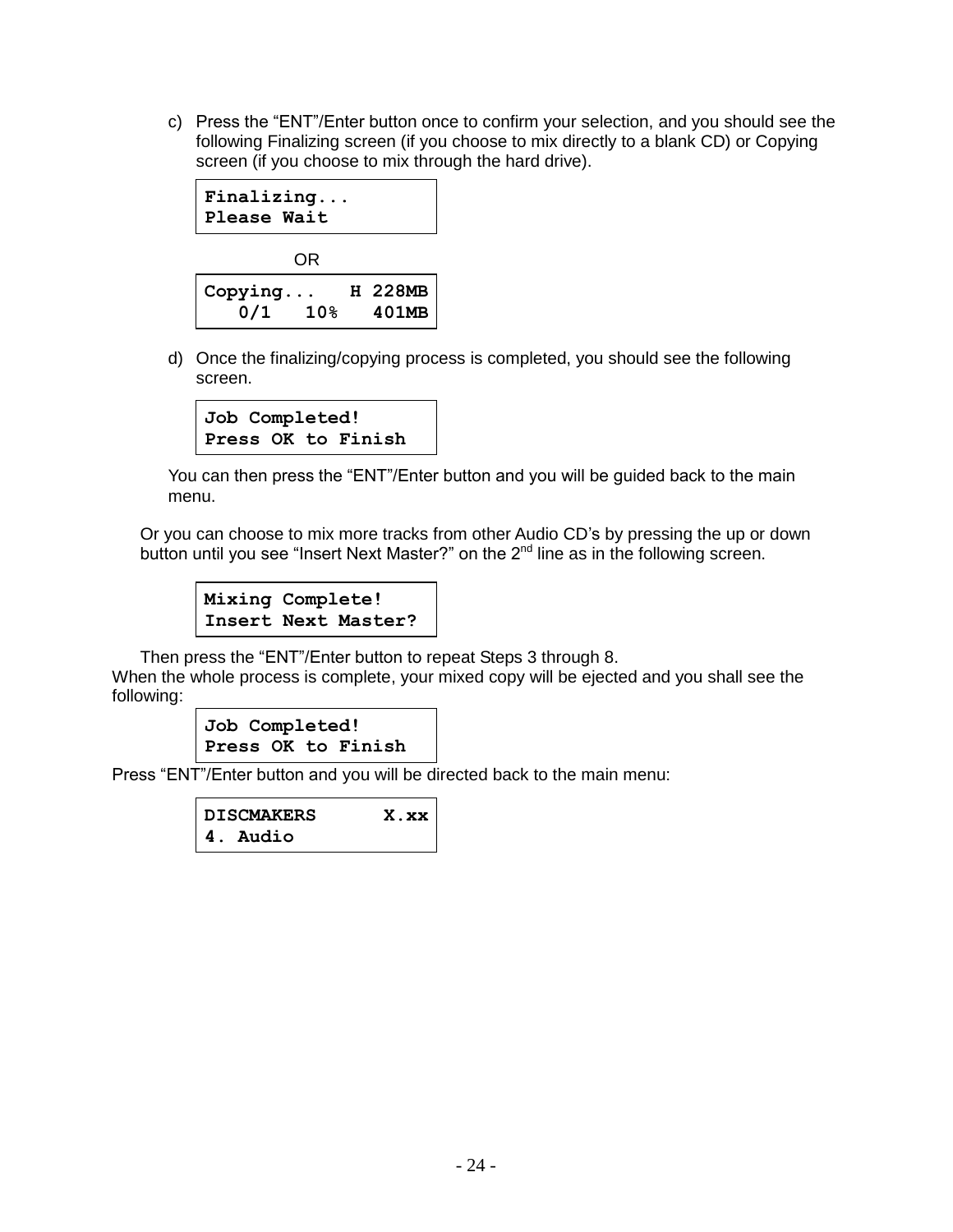c) Press the "ENT"/Enter button once to confirm your selection, and you should see the following Finalizing screen (if you choose to mix directly to a blank CD) or Copying screen (if you choose to mix through the hard drive).

```
Finalizing...
Please Wait
```

OR

```
Copying...   H 228MB
   0/1   10%   401MB
```

d) Once the finalizing/copying process is completed, you should see the following screen.

```
Job Completed!
Press OK to Finish
```

You can then press the "ENT"/Enter button and you will be guided back to the main menu.

Or you can choose to mix more tracks from other Audio CD's by pressing the up or down button until you see "Insert Next Master?" on the 2nd line as in the following screen.

```
Mixing Complete!
Insert Next Master?
```

Then press the "ENT"/Enter button to repeat Steps 3 through 8.

When the whole process is complete, your mixed copy will be ejected and you shall see the following:

```
Job Completed!
Press OK to Finish
```

Press "ENT"/Enter button and you will be directed back to the main menu:

```
DISCMAKERS      X.xx
4. Audio
```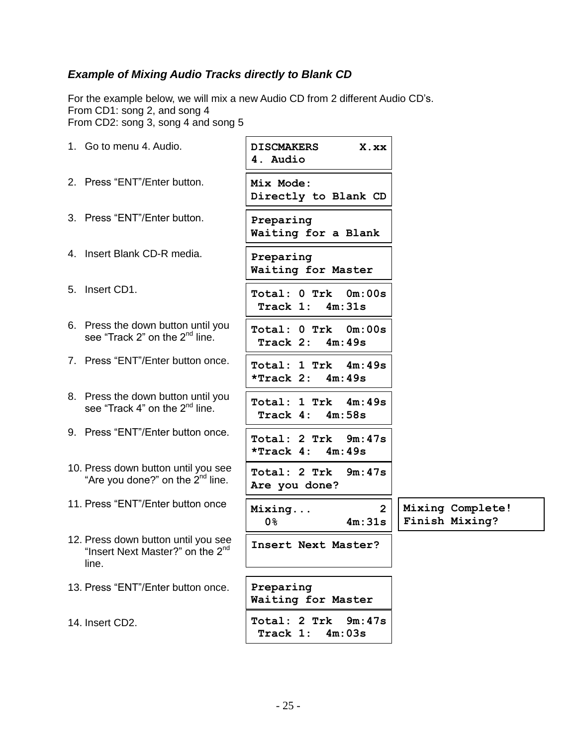### *Example of Mixing Audio Tracks directly to Blank CD*

For the example below, we will mix a new Audio CD from 2 different Audio CD's.
From CD1: song 2, and song 4
From CD2: song 3, song 4 and song 5

| Step | Display | |
|---|---|---|
| 1. Go to menu 4. Audio. | `DISCMAKERS X.xx`<br>`4. Audio` | |
| 2. Press "ENT"/Enter button. | `Mix Mode:`<br>`Directly to Blank CD` | |
| 3. Press "ENT"/Enter button. | `Preparing`<br>`Waiting for a Blank` | |
| 4. Insert Blank CD-R media. | `Preparing`<br>`Waiting for Master` | |
| 5. Insert CD1. | `Total: 0 Trk 0m:00s`<br>` Track 1: 4m:31s` | |
| 6. Press the down button until you see "Track 2" on the 2nd line. | `Total: 0 Trk 0m:00s`<br>` Track 2: 4m:49s` | |
| 7. Press "ENT"/Enter button once. | `Total: 1 Trk 4m:49s`<br>`*Track 2: 4m:49s` | |
| 8. Press the down button until you see "Track 4" on the 2nd line. | `Total: 1 Trk 4m:49s`<br>` Track 4: 4m:58s` | |
| 9. Press "ENT"/Enter button once. | `Total: 2 Trk 9m:47s`<br>`*Track 4: 4m:49s` | |
| 10. Press down button until you see "Are you done?" on the 2nd line. | `Total: 2 Trk 9m:47s`<br>`Are you done?` | |
| 11. Press "ENT"/Enter button once | `Mixing... 2`<br>` 0% 4m:31s` | `Mixing Complete!`<br>`Finish Mixing?` |
| 12. Press down button until you see "Insert Next Master?" on the 2nd line. | `Insert Next Master?` | |
| 13. Press "ENT"/Enter button once. | `Preparing`<br>`Waiting for Master` | |
| 14. Insert CD2. | `Total: 2 Trk 9m:47s`<br>` Track 1: 4m:03s` | |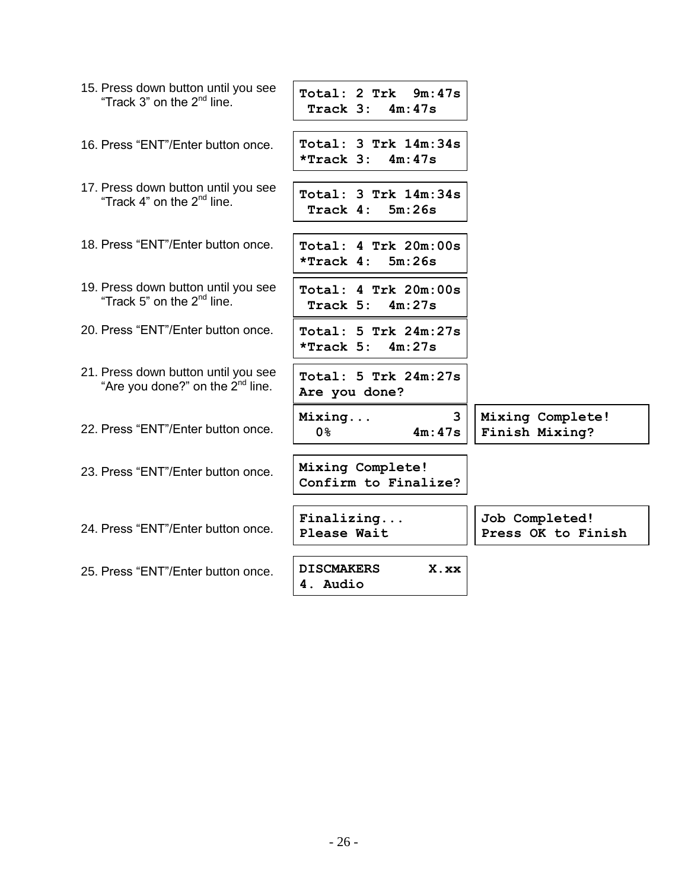15. Press down button until you see "Track 3" on the 2nd line.

```
Total: 2 Trk  9m:47s
 Track 3:  4m:47s
```

16. Press "ENT"/Enter button once.

```
Total: 3 Trk 14m:34s
*Track 3:  4m:47s
```

17. Press down button until you see "Track 4" on the 2nd line.

```
Total: 3 Trk 14m:34s
 Track 4:  5m:26s
```

18. Press "ENT"/Enter button once.

```
Total: 4 Trk 20m:00s
*Track 4:  5m:26s
```

19. Press down button until you see "Track 5" on the 2nd line.

```
Total: 4 Trk 20m:00s
 Track 5:  4m:27s
```

20. Press "ENT"/Enter button once.

```
Total: 5 Trk 24m:27s
*Track 5:  4m:27s
```

21. Press down button until you see "Are you done?" on the 2nd line.

```
Total: 5 Trk 24m:27s
Are you done?
```

22. Press "ENT"/Enter button once.

```
Mixing...          3
  0%          4m:47s
```

```
Mixing Complete!
Finish Mixing?
```

23. Press "ENT"/Enter button once.

```
Mixing Complete!
Confirm to Finalize?
```

24. Press "ENT"/Enter button once.

```
Finalizing...
Please Wait
```

```
Job Completed!
Press OK to Finish
```

25. Press "ENT"/Enter button once.

```
DISCMAKERS      X.xx
4. Audio
```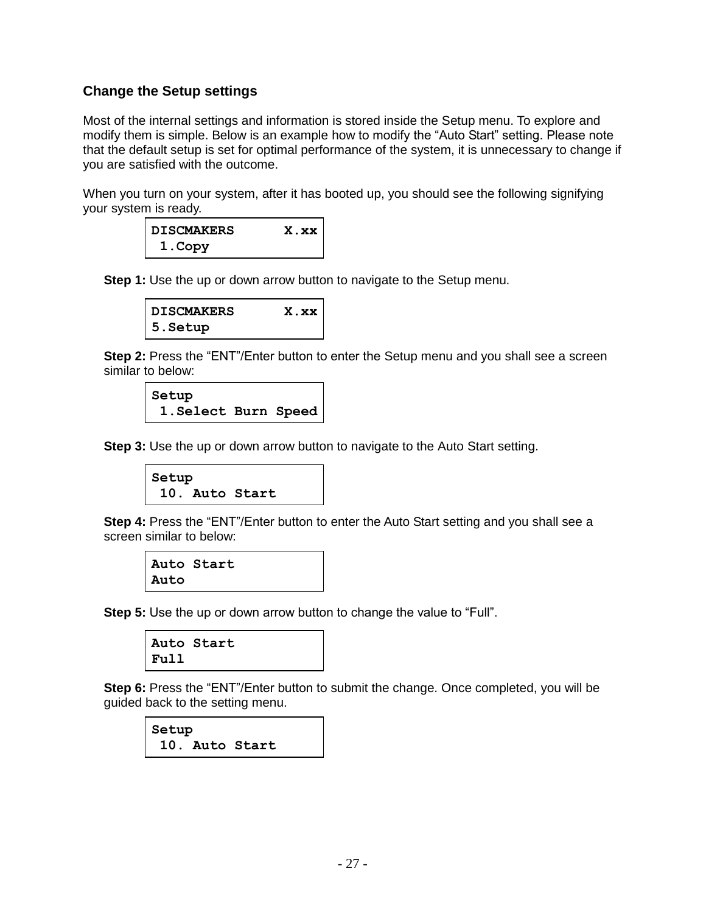## Change the Setup settings

Most of the internal settings and information is stored inside the Setup menu. To explore and modify them is simple. Below is an example how to modify the "Auto Start" setting. Please note that the default setup is set for optimal performance of the system, it is unnecessary to change if you are satisfied with the outcome.

When you turn on your system, after it has booted up, you should see the following signifying your system is ready.

```
DISCMAKERS      X.xx
 1.Copy
```

**Step 1:** Use the up or down arrow button to navigate to the Setup menu.

```
DISCMAKERS      X.xx
5.Setup
```

**Step 2:** Press the "ENT"/Enter button to enter the Setup menu and you shall see a screen similar to below:

```
Setup
 1.Select Burn Speed
```

**Step 3:** Use the up or down arrow button to navigate to the Auto Start setting.

```
Setup
 10. Auto Start
```

**Step 4:** Press the "ENT"/Enter button to enter the Auto Start setting and you shall see a screen similar to below:

```
Auto Start
Auto
```

**Step 5:** Use the up or down arrow button to change the value to "Full".

```
Auto Start
Full
```

**Step 6:** Press the "ENT"/Enter button to submit the change. Once completed, you will be guided back to the setting menu.

```
Setup
 10. Auto Start
```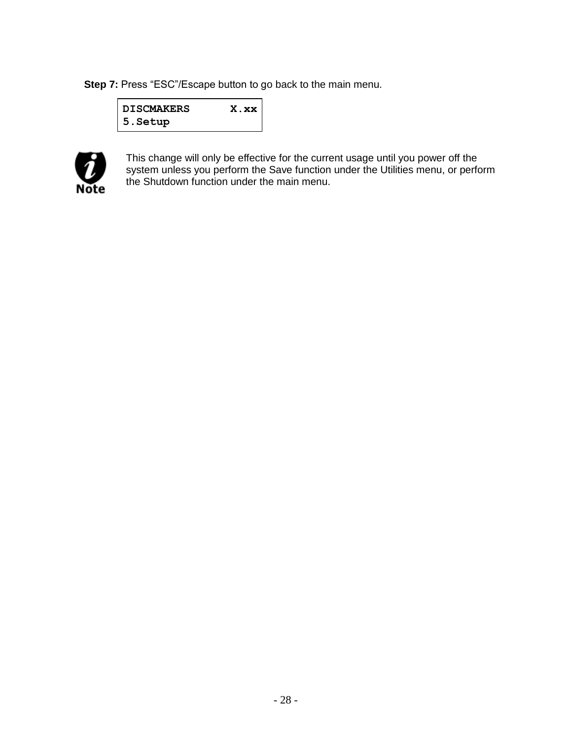**Step 7:** Press “ESC”/Escape button to go back to the main menu.

```
DISCMAKERS      X.xx
5.Setup
```

**Note:** This change will only be effective for the current usage until you power off the system unless you perform the Save function under the Utilities menu, or perform the Shutdown function under the main menu.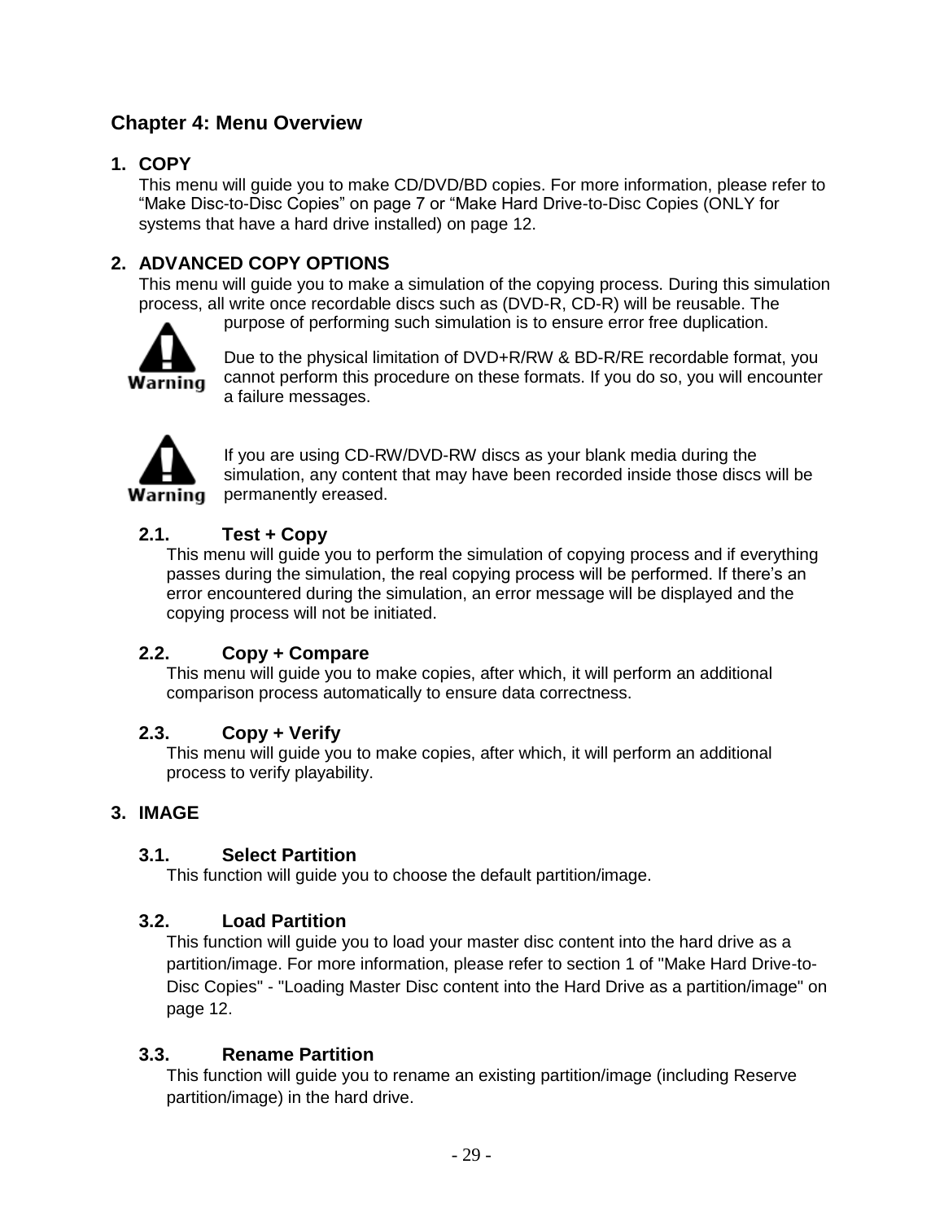## Chapter 4: Menu Overview

### 1. COPY

This menu will guide you to make CD/DVD/BD copies. For more information, please refer to "Make Disc-to-Disc Copies" on page 7 or "Make Hard Drive-to-Disc Copies (ONLY for systems that have a hard drive installed) on page 12.

### 2. ADVANCED COPY OPTIONS

This menu will guide you to make a simulation of the copying process. During this simulation process, all write once recordable discs such as (DVD-R, CD-R) will be reusable. The purpose of performing such simulation is to ensure error free duplication.

**Warning**

Due to the physical limitation of DVD+R/RW & BD-R/RE recordable format, you cannot perform this procedure on these formats. If you do so, you will encounter a failure messages.

**Warning**

If you are using CD-RW/DVD-RW discs as your blank media during the simulation, any content that may have been recorded inside those discs will be permanently ereased.

#### 2.1. Test + Copy

This menu will guide you to perform the simulation of copying process and if everything passes during the simulation, the real copying process will be performed. If there's an error encountered during the simulation, an error message will be displayed and the copying process will not be initiated.

#### 2.2. Copy + Compare

This menu will guide you to make copies, after which, it will perform an additional comparison process automatically to ensure data correctness.

#### 2.3. Copy + Verify

This menu will guide you to make copies, after which, it will perform an additional process to verify playability.

### 3. IMAGE

#### 3.1. Select Partition

This function will guide you to choose the default partition/image.

#### 3.2. Load Partition

This function will guide you to load your master disc content into the hard drive as a partition/image. For more information, please refer to section 1 of "Make Hard Drive-to-Disc Copies" - "Loading Master Disc content into the Hard Drive as a partition/image" on page 12.

#### 3.3. Rename Partition

This function will guide you to rename an existing partition/image (including Reserve partition/image) in the hard drive.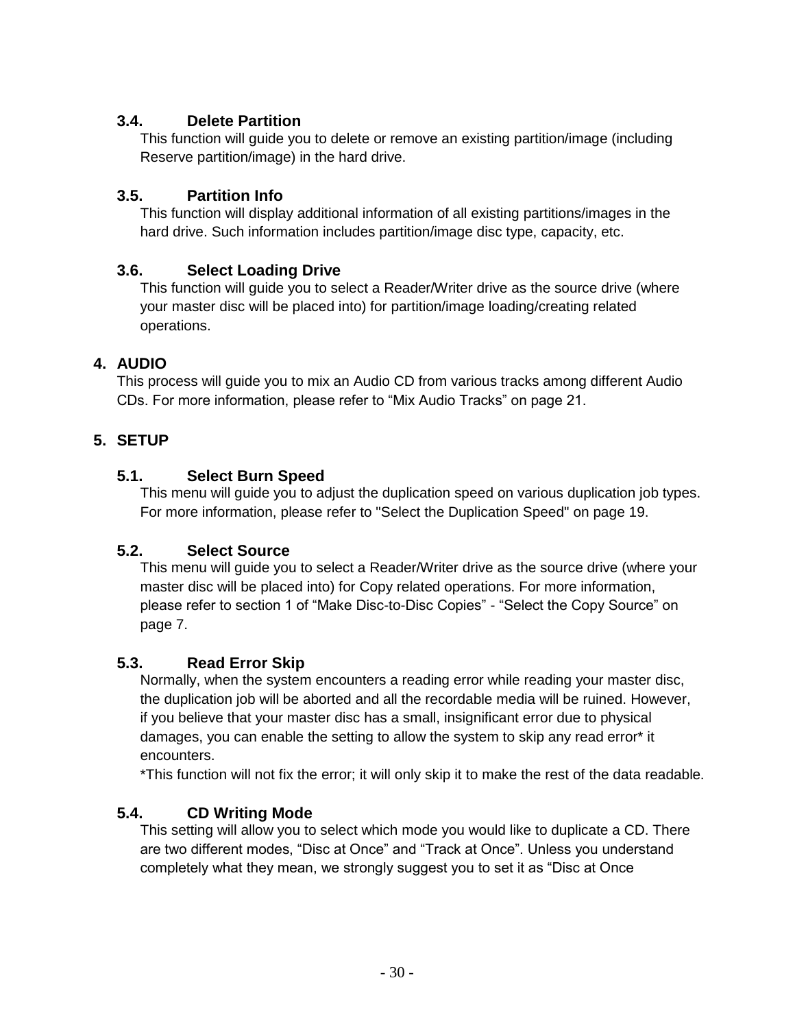### 3.4. Delete Partition

This function will guide you to delete or remove an existing partition/image (including Reserve partition/image) in the hard drive.

### 3.5. Partition Info

This function will display additional information of all existing partitions/images in the hard drive. Such information includes partition/image disc type, capacity, etc.

### 3.6. Select Loading Drive

This function will guide you to select a Reader/Writer drive as the source drive (where your master disc will be placed into) for partition/image loading/creating related operations.

## 4. AUDIO

This process will guide you to mix an Audio CD from various tracks among different Audio CDs. For more information, please refer to “Mix Audio Tracks” on page 21.

## 5. SETUP

### 5.1. Select Burn Speed

This menu will guide you to adjust the duplication speed on various duplication job types. For more information, please refer to "Select the Duplication Speed" on page 19.

### 5.2. Select Source

This menu will guide you to select a Reader/Writer drive as the source drive (where your master disc will be placed into) for Copy related operations. For more information, please refer to section 1 of “Make Disc-to-Disc Copies” - “Select the Copy Source” on page 7.

### 5.3. Read Error Skip

Normally, when the system encounters a reading error while reading your master disc, the duplication job will be aborted and all the recordable media will be ruined. However, if you believe that your master disc has a small, insignificant error due to physical damages, you can enable the setting to allow the system to skip any read error* it encounters.

*This function will not fix the error; it will only skip it to make the rest of the data readable.

### 5.4. CD Writing Mode

This setting will allow you to select which mode you would like to duplicate a CD. There are two different modes, “Disc at Once” and “Track at Once”. Unless you understand completely what they mean, we strongly suggest you to set it as “Disc at Once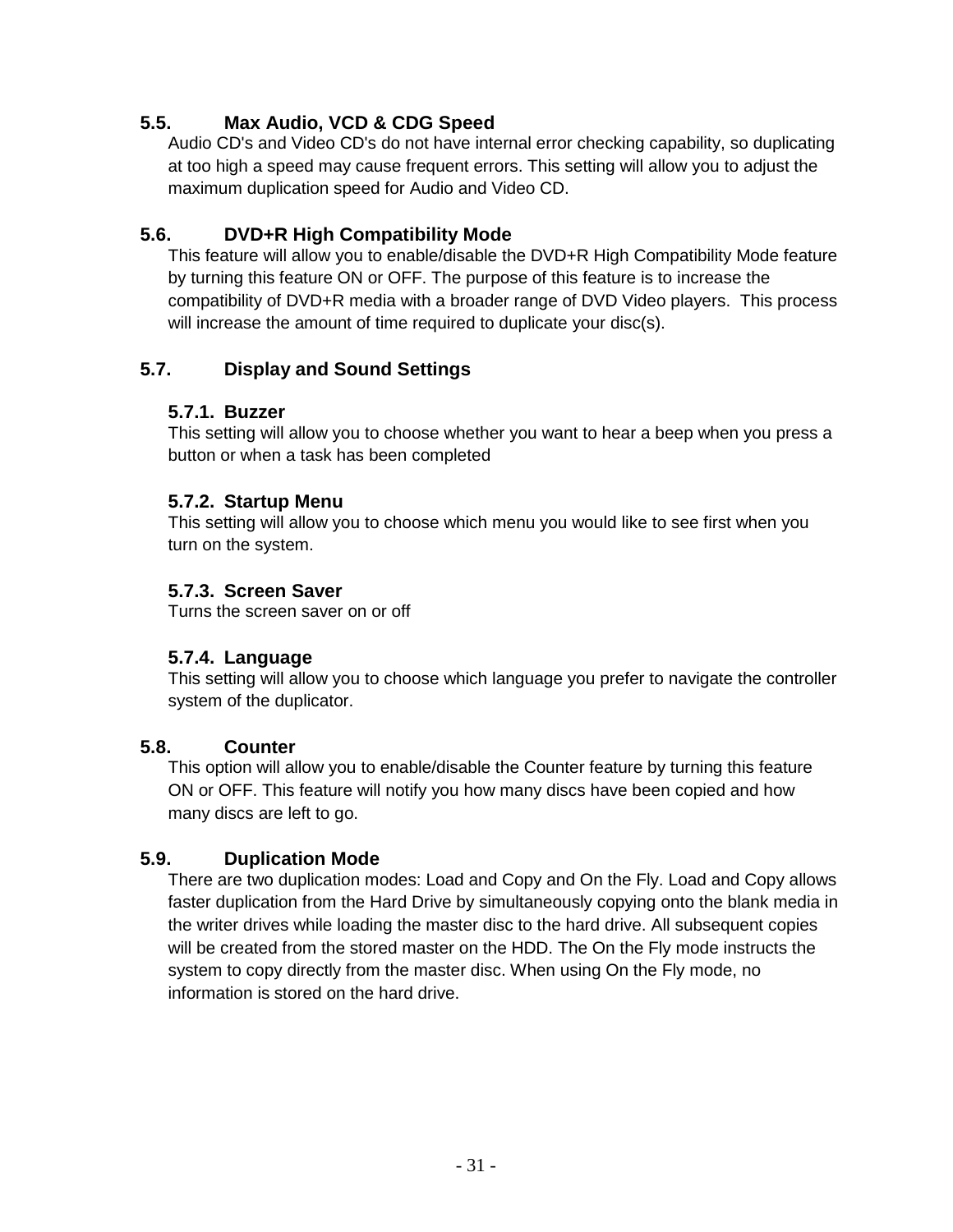## 5.5. Max Audio, VCD & CDG Speed

Audio CD's and Video CD's do not have internal error checking capability, so duplicating at too high a speed may cause frequent errors. This setting will allow you to adjust the maximum duplication speed for Audio and Video CD.

## 5.6. DVD+R High Compatibility Mode

This feature will allow you to enable/disable the DVD+R High Compatibility Mode feature by turning this feature ON or OFF. The purpose of this feature is to increase the compatibility of DVD+R media with a broader range of DVD Video players. This process will increase the amount of time required to duplicate your disc(s).

## 5.7. Display and Sound Settings

### 5.7.1. Buzzer

This setting will allow you to choose whether you want to hear a beep when you press a button or when a task has been completed

### 5.7.2. Startup Menu

This setting will allow you to choose which menu you would like to see first when you turn on the system.

### 5.7.3. Screen Saver

Turns the screen saver on or off

### 5.7.4. Language

This setting will allow you to choose which language you prefer to navigate the controller system of the duplicator.

## 5.8. Counter

This option will allow you to enable/disable the Counter feature by turning this feature ON or OFF. This feature will notify you how many discs have been copied and how many discs are left to go.

## 5.9. Duplication Mode

There are two duplication modes: Load and Copy and On the Fly. Load and Copy allows faster duplication from the Hard Drive by simultaneously copying onto the blank media in the writer drives while loading the master disc to the hard drive. All subsequent copies will be created from the stored master on the HDD. The On the Fly mode instructs the system to copy directly from the master disc. When using On the Fly mode, no information is stored on the hard drive.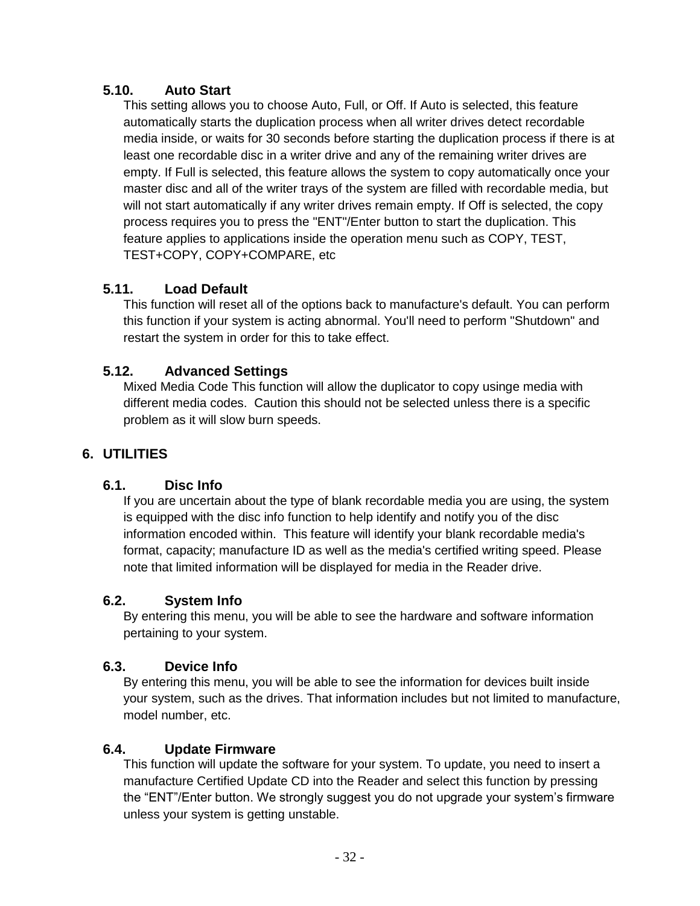### 5.10. Auto Start

This setting allows you to choose Auto, Full, or Off. If Auto is selected, this feature automatically starts the duplication process when all writer drives detect recordable media inside, or waits for 30 seconds before starting the duplication process if there is at least one recordable disc in a writer drive and any of the remaining writer drives are empty. If Full is selected, this feature allows the system to copy automatically once your master disc and all of the writer trays of the system are filled with recordable media, but will not start automatically if any writer drives remain empty. If Off is selected, the copy process requires you to press the "ENT"/Enter button to start the duplication. This feature applies to applications inside the operation menu such as COPY, TEST, TEST+COPY, COPY+COMPARE, etc

### 5.11. Load Default

This function will reset all of the options back to manufacture's default. You can perform this function if your system is acting abnormal. You'll need to perform "Shutdown" and restart the system in order for this to take effect.

### 5.12. Advanced Settings

Mixed Media Code This function will allow the duplicator to copy usinge media with different media codes. Caution this should not be selected unless there is a specific problem as it will slow burn speeds.

## 6. UTILITIES

### 6.1. Disc Info

If you are uncertain about the type of blank recordable media you are using, the system is equipped with the disc info function to help identify and notify you of the disc information encoded within. This feature will identify your blank recordable media's format, capacity; manufacture ID as well as the media's certified writing speed. Please note that limited information will be displayed for media in the Reader drive.

### 6.2. System Info

By entering this menu, you will be able to see the hardware and software information pertaining to your system.

### 6.3. Device Info

By entering this menu, you will be able to see the information for devices built inside your system, such as the drives. That information includes but not limited to manufacture, model number, etc.

### 6.4. Update Firmware

This function will update the software for your system. To update, you need to insert a manufacture Certified Update CD into the Reader and select this function by pressing the “ENT”/Enter button. We strongly suggest you do not upgrade your system’s firmware unless your system is getting unstable.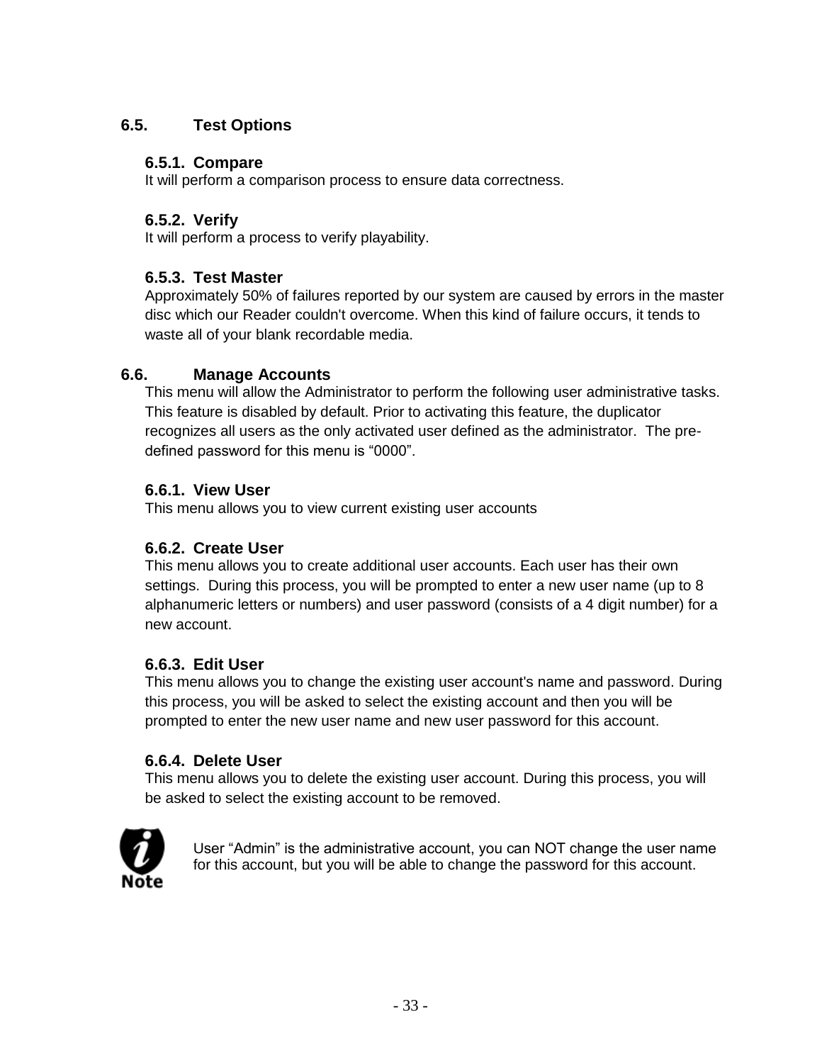## 6.5. Test Options

### 6.5.1. Compare

It will perform a comparison process to ensure data correctness.

### 6.5.2. Verify

It will perform a process to verify playability.

### 6.5.3. Test Master

Approximately 50% of failures reported by our system are caused by errors in the master disc which our Reader couldn't overcome. When this kind of failure occurs, it tends to waste all of your blank recordable media.

## 6.6. Manage Accounts

This menu will allow the Administrator to perform the following user administrative tasks. This feature is disabled by default. Prior to activating this feature, the duplicator recognizes all users as the only activated user defined as the administrator. The pre-defined password for this menu is “0000”.

### 6.6.1. View User

This menu allows you to view current existing user accounts

### 6.6.2. Create User

This menu allows you to create additional user accounts. Each user has their own settings. During this process, you will be prompted to enter a new user name (up to 8 alphanumeric letters or numbers) and user password (consists of a 4 digit number) for a new account.

### 6.6.3. Edit User

This menu allows you to change the existing user account's name and password. During this process, you will be asked to select the existing account and then you will be prompted to enter the new user name and new user password for this account.

### 6.6.4. Delete User

This menu allows you to delete the existing user account. During this process, you will be asked to select the existing account to be removed.

**Note:** User “Admin” is the administrative account, you can NOT change the user name for this account, but you will be able to change the password for this account.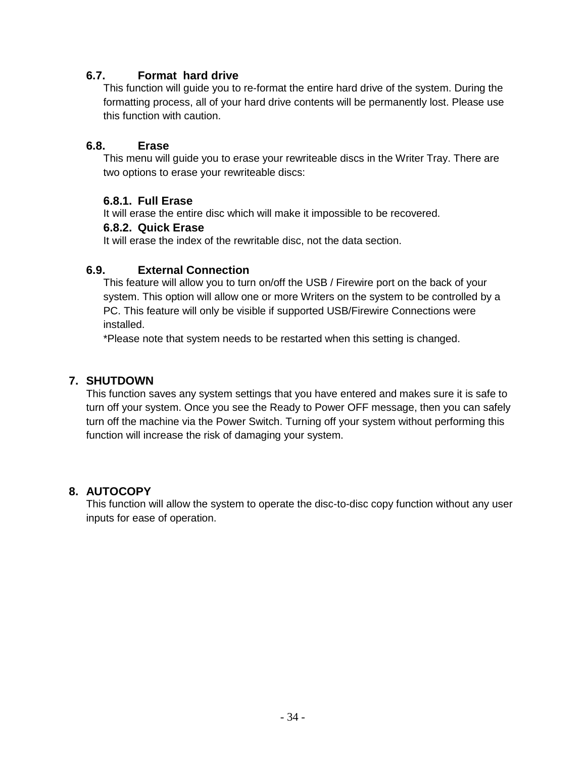### 6.7. Format hard drive

This function will guide you to re-format the entire hard drive of the system. During the formatting process, all of your hard drive contents will be permanently lost. Please use this function with caution.

### 6.8. Erase

This menu will guide you to erase your rewriteable discs in the Writer Tray. There are two options to erase your rewriteable discs:

#### 6.8.1. Full Erase

It will erase the entire disc which will make it impossible to be recovered.

#### 6.8.2. Quick Erase

It will erase the index of the rewritable disc, not the data section.

### 6.9. External Connection

This feature will allow you to turn on/off the USB / Firewire port on the back of your system. This option will allow one or more Writers on the system to be controlled by a PC. This feature will only be visible if supported USB/Firewire Connections were installed.

*Please note that system needs to be restarted when this setting is changed.

## 7. SHUTDOWN

This function saves any system settings that you have entered and makes sure it is safe to turn off your system. Once you see the Ready to Power OFF message, then you can safely turn off the machine via the Power Switch. Turning off your system without performing this function will increase the risk of damaging your system.

## 8. AUTOCOPY

This function will allow the system to operate the disc-to-disc copy function without any user inputs for ease of operation.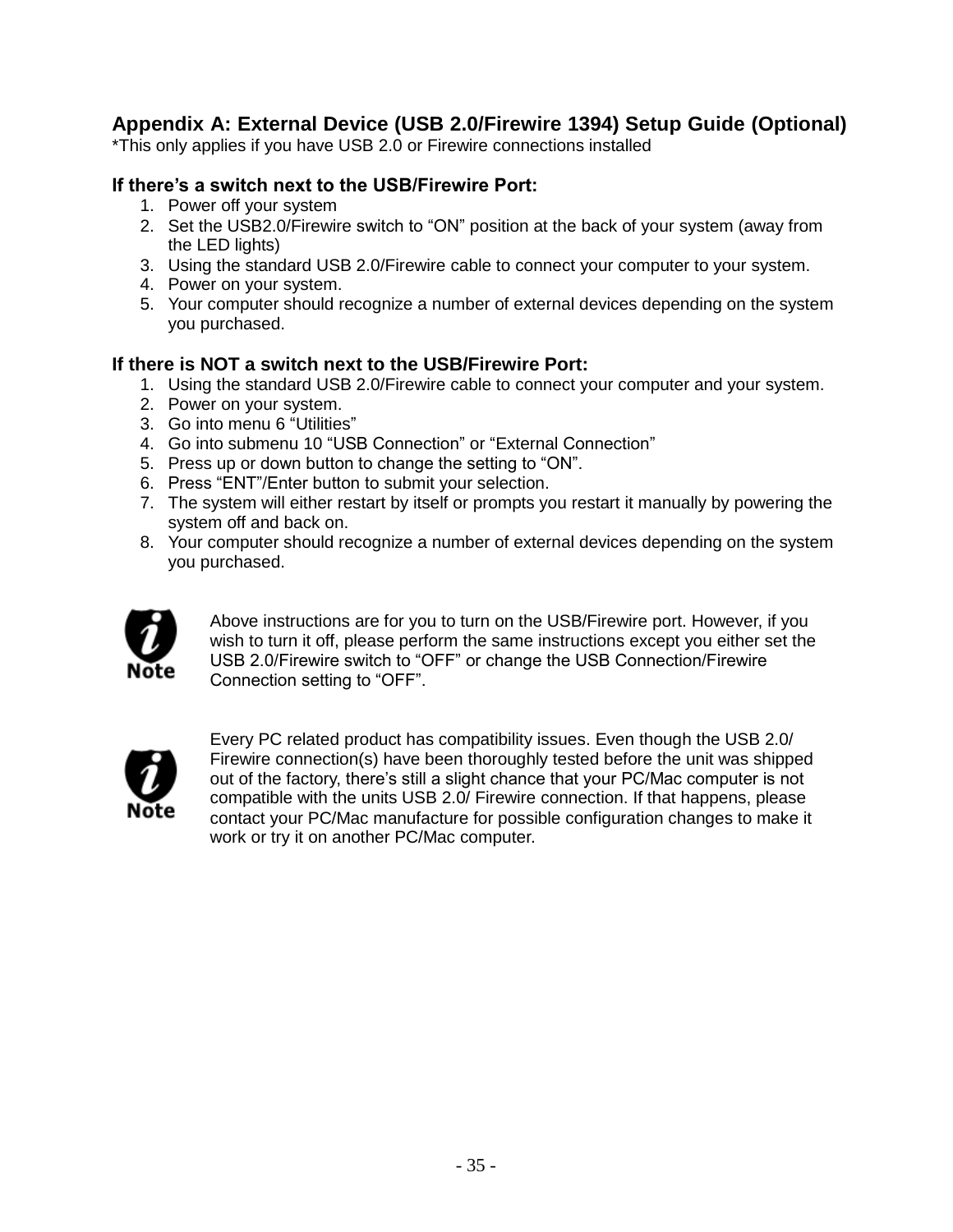## Appendix A: External Device (USB 2.0/Firewire 1394) Setup Guide (Optional)

*This only applies if you have USB 2.0 or Firewire connections installed

### If there's a switch next to the USB/Firewire Port:

1. Power off your system
2. Set the USB2.0/Firewire switch to "ON" position at the back of your system (away from the LED lights)
3. Using the standard USB 2.0/Firewire cable to connect your computer to your system.
4. Power on your system.
5. Your computer should recognize a number of external devices depending on the system you purchased.

### If there is NOT a switch next to the USB/Firewire Port:

1. Using the standard USB 2.0/Firewire cable to connect your computer and your system.
2. Power on your system.
3. Go into menu 6 "Utilities"
4. Go into submenu 10 "USB Connection" or "External Connection"
5. Press up or down button to change the setting to "ON".
6. Press "ENT"/Enter button to submit your selection.
7. The system will either restart by itself or prompts you restart it manually by powering the system off and back on.
8. Your computer should recognize a number of external devices depending on the system you purchased.

**Note:** Above instructions are for you to turn on the USB/Firewire port. However, if you wish to turn it off, please perform the same instructions except you either set the USB 2.0/Firewire switch to "OFF" or change the USB Connection/Firewire Connection setting to "OFF".

**Note:** Every PC related product has compatibility issues. Even though the USB 2.0/ Firewire connection(s) have been thoroughly tested before the unit was shipped out of the factory, there's still a slight chance that your PC/Mac computer is not compatible with the units USB 2.0/ Firewire connection. If that happens, please contact your PC/Mac manufacture for possible configuration changes to make it work or try it on another PC/Mac computer.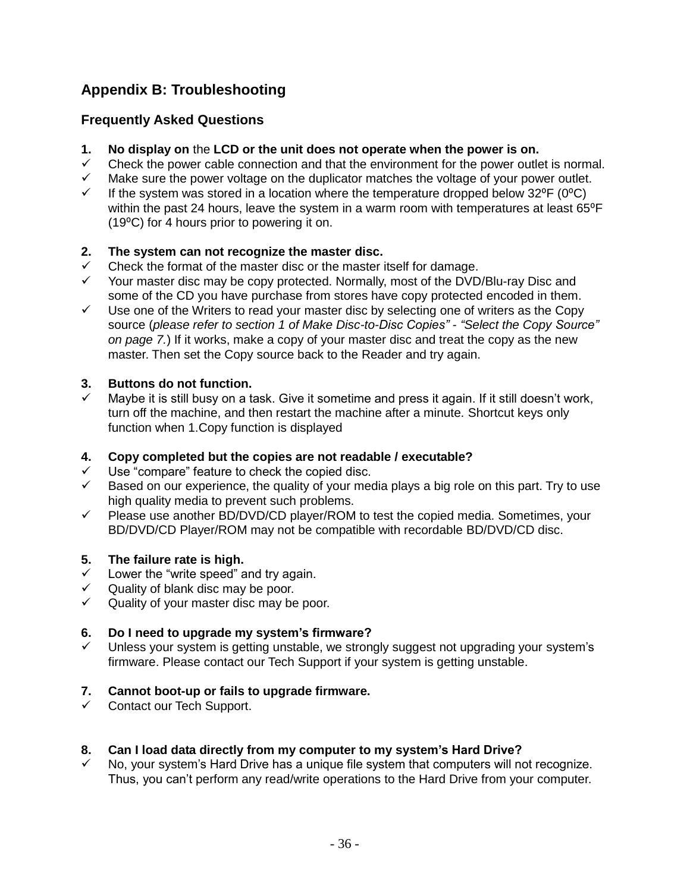# Appendix B: Troubleshooting

## Frequently Asked Questions

**1. No display on** the **LCD or the unit does not operate when the power is on.**

- ✓ Check the power cable connection and that the environment for the power outlet is normal.
- ✓ Make sure the power voltage on the duplicator matches the voltage of your power outlet.
- ✓ If the system was stored in a location where the temperature dropped below 32ºF (0ºC) within the past 24 hours, leave the system in a warm room with temperatures at least 65ºF (19ºC) for 4 hours prior to powering it on.

**2. The system can not recognize the master disc.**

- ✓ Check the format of the master disc or the master itself for damage.
- ✓ Your master disc may be copy protected. Normally, most of the DVD/Blu-ray Disc and some of the CD you have purchase from stores have copy protected encoded in them.
- ✓ Use one of the Writers to read your master disc by selecting one of writers as the Copy source (*please refer to section 1 of Make Disc-to-Disc Copies" - "Select the Copy Source" on page 7.*) If it works, make a copy of your master disc and treat the copy as the new master. Then set the Copy source back to the Reader and try again.

**3. Buttons do not function.**

- ✓ Maybe it is still busy on a task. Give it sometime and press it again. If it still doesn't work, turn off the machine, and then restart the machine after a minute. Shortcut keys only function when 1.Copy function is displayed

**4. Copy completed but the copies are not readable / executable?**

- ✓ Use "compare" feature to check the copied disc.
- ✓ Based on our experience, the quality of your media plays a big role on this part. Try to use high quality media to prevent such problems.
- ✓ Please use another BD/DVD/CD player/ROM to test the copied media. Sometimes, your BD/DVD/CD Player/ROM may not be compatible with recordable BD/DVD/CD disc.

**5. The failure rate is high.**

- ✓ Lower the "write speed" and try again.
- ✓ Quality of blank disc may be poor.
- ✓ Quality of your master disc may be poor.

**6. Do I need to upgrade my system's firmware?**

- ✓ Unless your system is getting unstable, we strongly suggest not upgrading your system's firmware. Please contact our Tech Support if your system is getting unstable.

**7. Cannot boot-up or fails to upgrade firmware.**

- ✓ Contact our Tech Support.

**8. Can I load data directly from my computer to my system's Hard Drive?**

- ✓ No, your system's Hard Drive has a unique file system that computers will not recognize. Thus, you can't perform any read/write operations to the Hard Drive from your computer.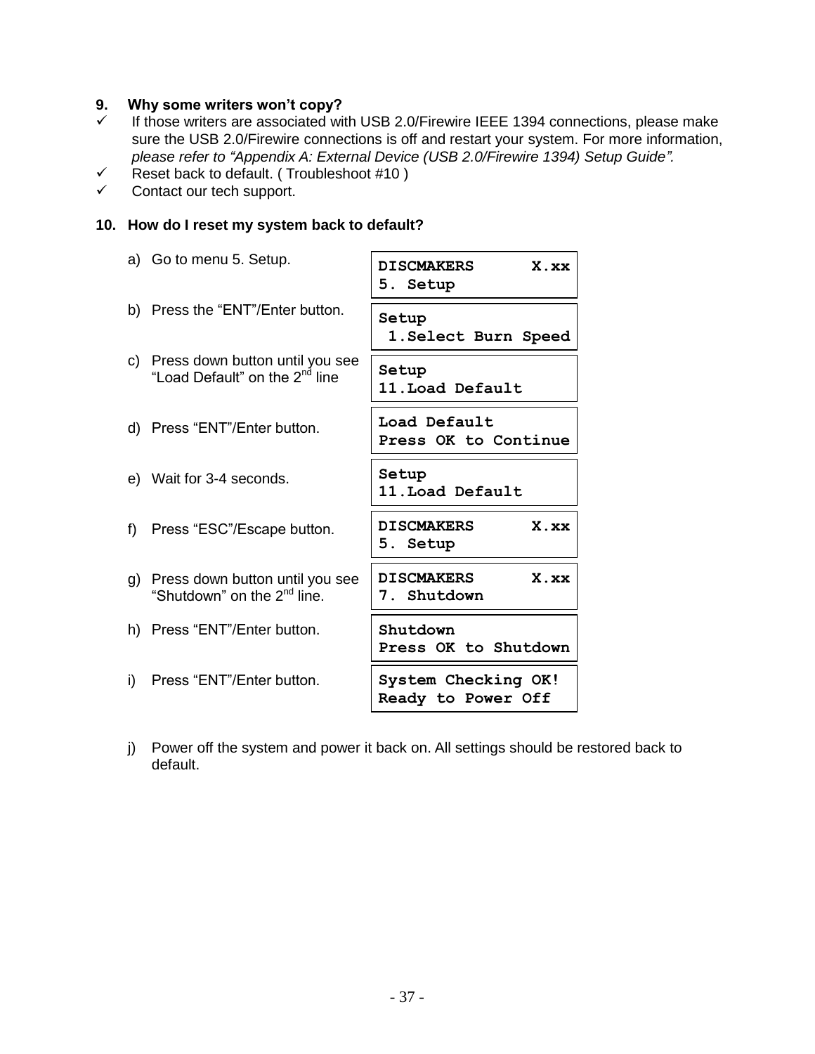**9. Why some writers won't copy?**

- ✓ If those writers are associated with USB 2.0/Firewire IEEE 1394 connections, please make sure the USB 2.0/Firewire connections is off and restart your system. For more information, *please refer to "Appendix A: External Device (USB 2.0/Firewire 1394) Setup Guide".*
- ✓ Reset back to default. ( Troubleshoot #10 )
- ✓ Contact our tech support.

**10. How do I reset my system back to default?**

a) Go to menu 5. Setup.

```
DISCMAKERS     X.xx
5. Setup
```

b) Press the "ENT"/Enter button.

```
Setup
 1.Select Burn Speed
```

c) Press down button until you see "Load Default" on the 2nd line

```
Setup
11.Load Default
```

d) Press "ENT"/Enter button.

```
Load Default
Press OK to Continue
```

e) Wait for 3-4 seconds.

```
Setup
11.Load Default
```

f) Press "ESC"/Escape button.

```
DISCMAKERS     X.xx
5. Setup
```

g) Press down button until you see "Shutdown" on the 2nd line.

```
DISCMAKERS     X.xx
7. Shutdown
```

h) Press "ENT"/Enter button.

```
Shutdown
Press OK to Shutdown
```

i) Press "ENT"/Enter button.

```
System Checking OK!
Ready to Power Off
```

j) Power off the system and power it back on. All settings should be restored back to default.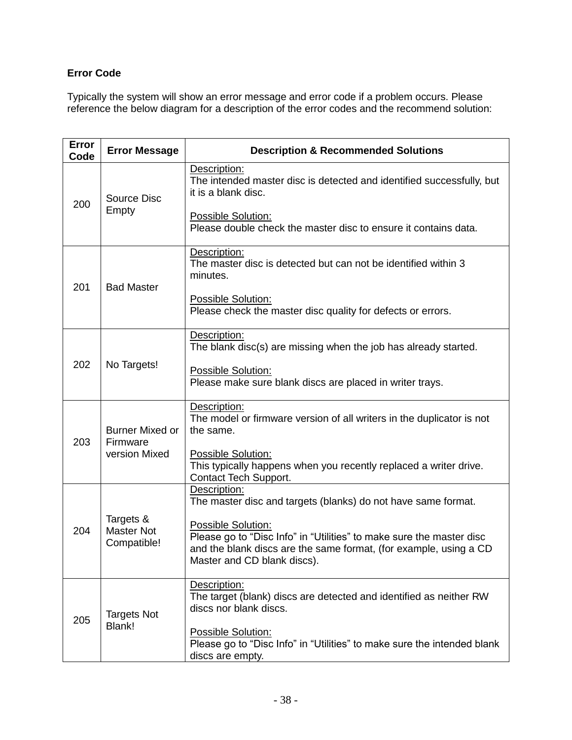## Error Code

Typically the system will show an error message and error code if a problem occurs. Please reference the below diagram for a description of the error codes and the recommend solution:

| Error Code | Error Message | Description & Recommended Solutions |
|---|---|---|
| 200 | Source Disc Empty | Description:<br>The intended master disc is detected and identified successfully, but it is a blank disc.<br><br>Possible Solution:<br>Please double check the master disc to ensure it contains data. |
| 201 | Bad Master | Description:<br>The master disc is detected but can not be identified within 3 minutes.<br><br>Possible Solution:<br>Please check the master disc quality for defects or errors. |
| 202 | No Targets! | Description:<br>The blank disc(s) are missing when the job has already started.<br><br>Possible Solution:<br>Please make sure blank discs are placed in writer trays. |
| 203 | Burner Mixed or Firmware version Mixed | Description:<br>The model or firmware version of all writers in the duplicator is not the same.<br><br>Possible Solution:<br>This typically happens when you recently replaced a writer drive. Contact Tech Support. |
| 204 | Targets & Master Not Compatible! | Description:<br>The master disc and targets (blanks) do not have same format.<br><br>Possible Solution:<br>Please go to “Disc Info” in “Utilities” to make sure the master disc and the blank discs are the same format, (for example, using a CD Master and CD blank discs). |
| 205 | Targets Not Blank! | Description:<br>The target (blank) discs are detected and identified as neither RW discs nor blank discs.<br><br>Possible Solution:<br>Please go to “Disc Info” in “Utilities” to make sure the intended blank discs are empty. |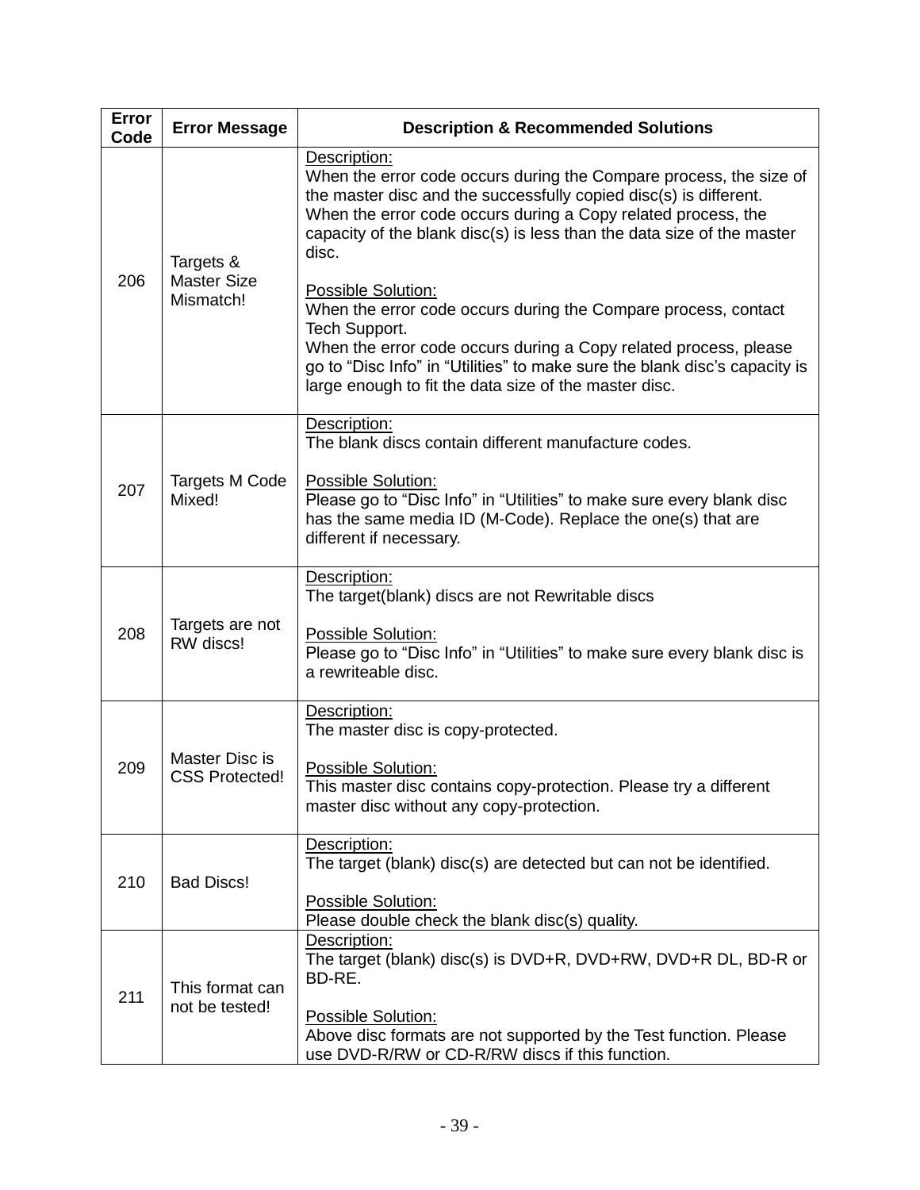| Error Code | Error Message | Description & Recommended Solutions |
| --- | --- | --- |
| 206 | Targets & Master Size Mismatch! | Description:<br>When the error code occurs during the Compare process, the size of the master disc and the successfully copied disc(s) is different.<br>When the error code occurs during a Copy related process, the capacity of the blank disc(s) is less than the data size of the master disc.<br><br>Possible Solution:<br>When the error code occurs during the Compare process, contact Tech Support.<br>When the error code occurs during a Copy related process, please go to “Disc Info” in “Utilities” to make sure the blank disc’s capacity is large enough to fit the data size of the master disc. |
| 207 | Targets M Code Mixed! | Description:<br>The blank discs contain different manufacture codes.<br><br>Possible Solution:<br>Please go to “Disc Info” in “Utilities” to make sure every blank disc has the same media ID (M-Code). Replace the one(s) that are different if necessary. |
| 208 | Targets are not RW discs! | Description:<br>The target(blank) discs are not Rewritable discs<br><br>Possible Solution:<br>Please go to “Disc Info” in “Utilities” to make sure every blank disc is a rewriteable disc. |
| 209 | Master Disc is CSS Protected! | Description:<br>The master disc is copy-protected.<br><br>Possible Solution:<br>This master disc contains copy-protection. Please try a different master disc without any copy-protection. |
| 210 | Bad Discs! | Description:<br>The target (blank) disc(s) are detected but can not be identified.<br><br>Possible Solution:<br>Please double check the blank disc(s) quality. |
| 211 | This format can not be tested! | Description:<br>The target (blank) disc(s) is DVD+R, DVD+RW, DVD+R DL, BD-R or BD-RE.<br><br>Possible Solution:<br>Above disc formats are not supported by the Test function. Please use DVD-R/RW or CD-R/RW discs if this function. |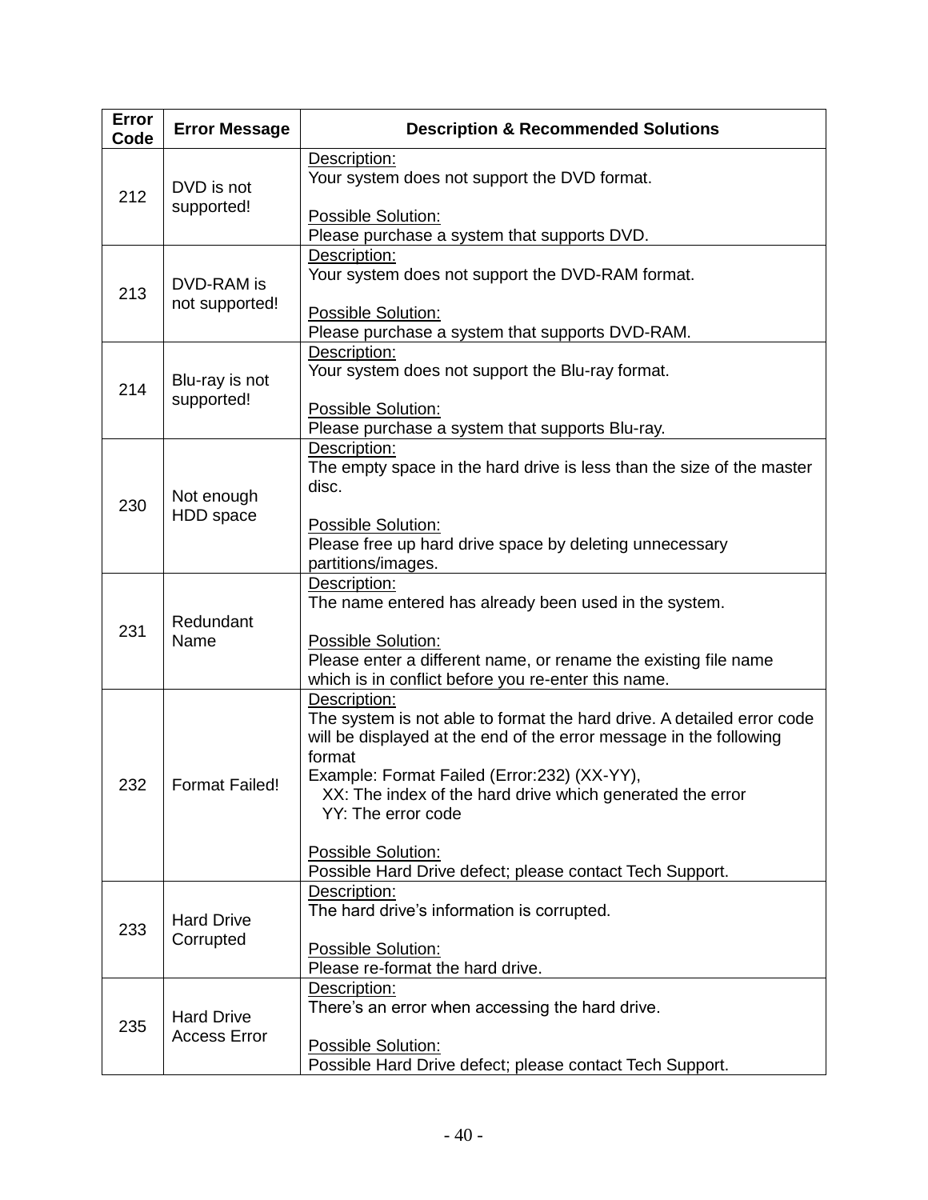| Error Code | Error Message | Description & Recommended Solutions |
|---|---|---|
| 212 | DVD is not supported! | Description:<br>Your system does not support the DVD format.<br><br>Possible Solution:<br>Please purchase a system that supports DVD. |
| 213 | DVD-RAM is not supported! | Description:<br>Your system does not support the DVD-RAM format.<br><br>Possible Solution:<br>Please purchase a system that supports DVD-RAM. |
| 214 | Blu-ray is not supported! | Description:<br>Your system does not support the Blu-ray format.<br><br>Possible Solution:<br>Please purchase a system that supports Blu-ray. |
| 230 | Not enough HDD space | Description:<br>The empty space in the hard drive is less than the size of the master disc.<br><br>Possible Solution:<br>Please free up hard drive space by deleting unnecessary partitions/images. |
| 231 | Redundant Name | Description:<br>The name entered has already been used in the system.<br><br>Possible Solution:<br>Please enter a different name, or rename the existing file name which is in conflict before you re-enter this name. |
| 232 | Format Failed! | Description:<br>The system is not able to format the hard drive. A detailed error code will be displayed at the end of the error message in the following format<br>Example: Format Failed (Error:232) (XX-YY),<br>XX: The index of the hard drive which generated the error<br>YY: The error code<br><br>Possible Solution:<br>Possible Hard Drive defect; please contact Tech Support. |
| 233 | Hard Drive Corrupted | Description:<br>The hard drive's information is corrupted.<br><br>Possible Solution:<br>Please re-format the hard drive. |
| 235 | Hard Drive Access Error | Description:<br>There's an error when accessing the hard drive.<br><br>Possible Solution:<br>Possible Hard Drive defect; please contact Tech Support. |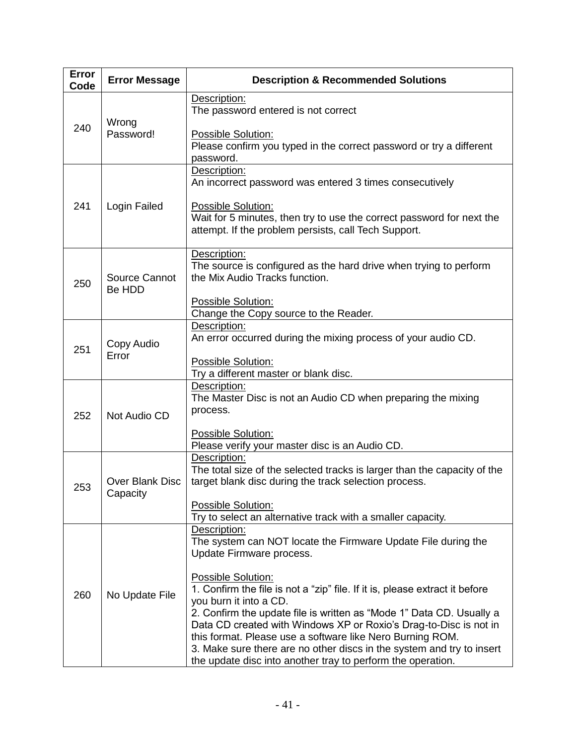| Error Code | Error Message | Description & Recommended Solutions |
|---|---|---|
| 240 | Wrong Password! | Description:<br>The password entered is not correct<br><br>Possible Solution:<br>Please confirm you typed in the correct password or try a different password. |
| 241 | Login Failed | Description:<br>An incorrect password was entered 3 times consecutively<br><br>Possible Solution:<br>Wait for 5 minutes, then try to use the correct password for next the attempt. If the problem persists, call Tech Support. |
| 250 | Source Cannot Be HDD | Description:<br>The source is configured as the hard drive when trying to perform the Mix Audio Tracks function.<br><br>Possible Solution:<br>Change the Copy source to the Reader. |
| 251 | Copy Audio Error | Description:<br>An error occurred during the mixing process of your audio CD.<br><br>Possible Solution:<br>Try a different master or blank disc. |
| 252 | Not Audio CD | Description:<br>The Master Disc is not an Audio CD when preparing the mixing process.<br><br>Possible Solution:<br>Please verify your master disc is an Audio CD. |
| 253 | Over Blank Disc Capacity | Description:<br>The total size of the selected tracks is larger than the capacity of the target blank disc during the track selection process.<br><br>Possible Solution:<br>Try to select an alternative track with a smaller capacity. |
| 260 | No Update File | Description:<br>The system can NOT locate the Firmware Update File during the Update Firmware process.<br><br>Possible Solution:<br>1. Confirm the file is not a “zip” file. If it is, please extract it before you burn it into a CD.<br>2. Confirm the update file is written as “Mode 1” Data CD. Usually a Data CD created with Windows XP or Roxio’s Drag-to-Disc is not in this format. Please use a software like Nero Burning ROM.<br>3. Make sure there are no other discs in the system and try to insert the update disc into another tray to perform the operation. |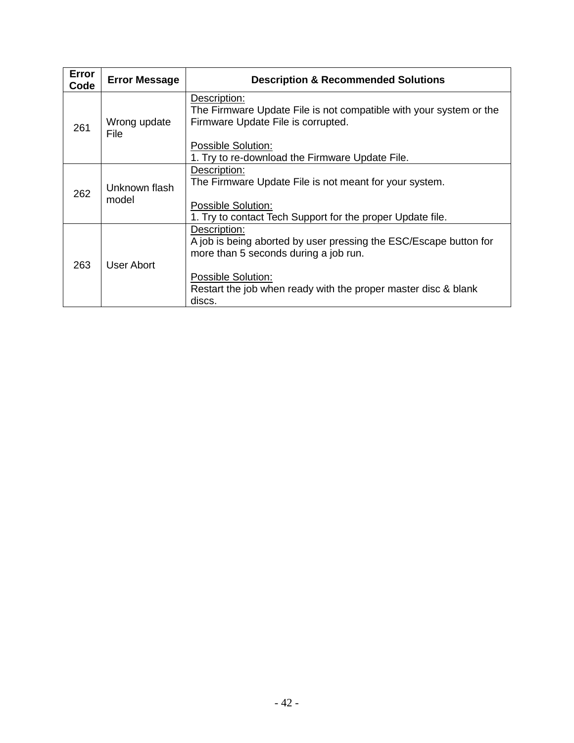| Error Code | Error Message | Description & Recommended Solutions |
|---|---|---|
| 261 | Wrong update File | Description:<br>The Firmware Update File is not compatible with your system or the Firmware Update File is corrupted.<br><br>Possible Solution:<br>1. Try to re-download the Firmware Update File. |
| 262 | Unknown flash model | Description:<br>The Firmware Update File is not meant for your system.<br><br>Possible Solution:<br>1. Try to contact Tech Support for the proper Update file. |
| 263 | User Abort | Description:<br>A job is being aborted by user pressing the ESC/Escape button for more than 5 seconds during a job run.<br><br>Possible Solution:<br>Restart the job when ready with the proper master disc & blank discs. |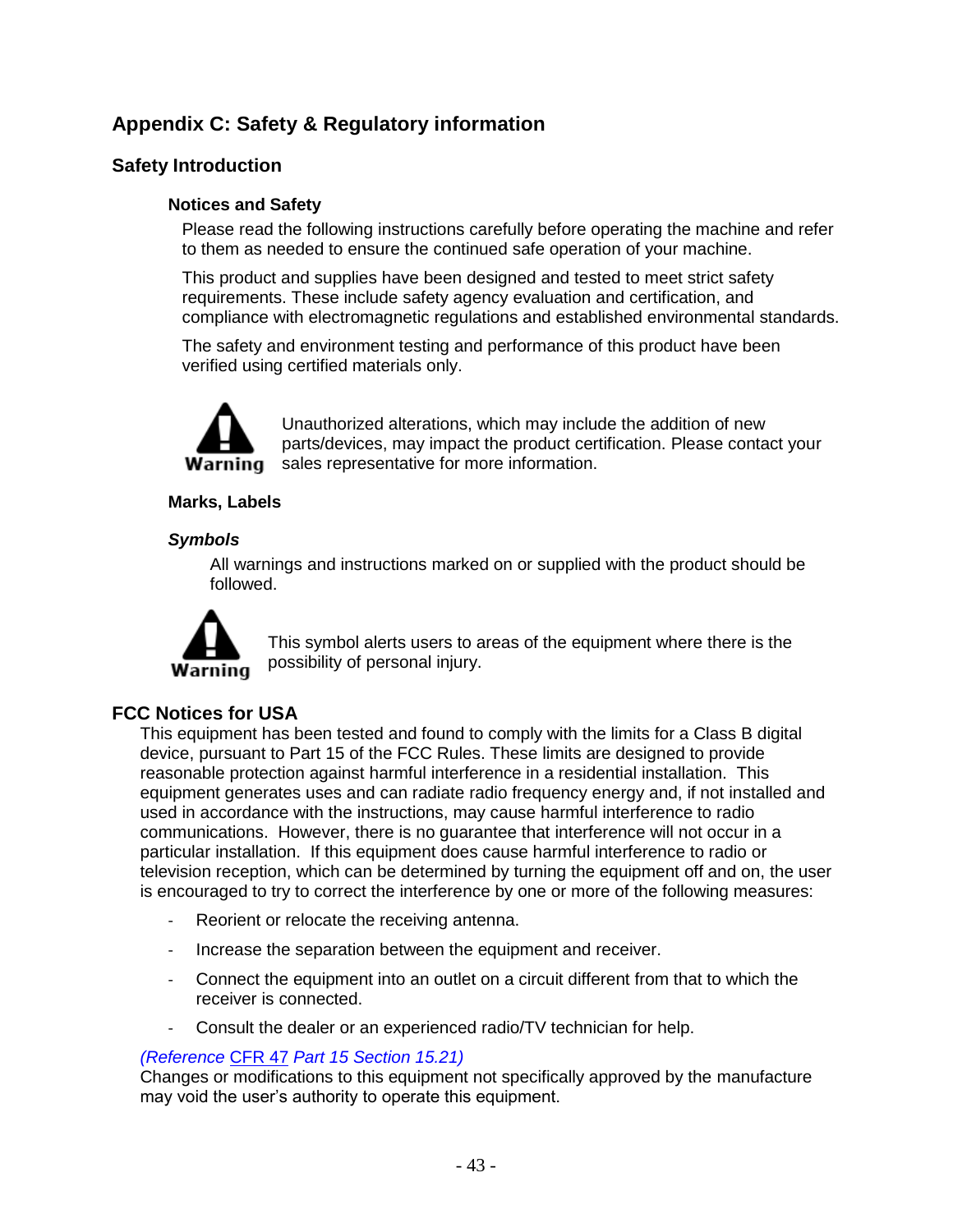# Appendix C: Safety & Regulatory information

## Safety Introduction

### Notices and Safety

Please read the following instructions carefully before operating the machine and refer to them as needed to ensure the continued safe operation of your machine.

This product and supplies have been designed and tested to meet strict safety requirements. These include safety agency evaluation and certification, and compliance with electromagnetic regulations and established environmental standards.

The safety and environment testing and performance of this product have been verified using certified materials only.

**Warning**

Unauthorized alterations, which may include the addition of new parts/devices, may impact the product certification. Please contact your sales representative for more information.

### Marks, Labels

#### *Symbols*

All warnings and instructions marked on or supplied with the product should be followed.

**Warning**

This symbol alerts users to areas of the equipment where there is the possibility of personal injury.

## FCC Notices for USA

This equipment has been tested and found to comply with the limits for a Class B digital device, pursuant to Part 15 of the FCC Rules. These limits are designed to provide reasonable protection against harmful interference in a residential installation. This equipment generates uses and can radiate radio frequency energy and, if not installed and used in accordance with the instructions, may cause harmful interference to radio communications. However, there is no guarantee that interference will not occur in a particular installation. If this equipment does cause harmful interference to radio or television reception, which can be determined by turning the equipment off and on, the user is encouraged to try to correct the interference by one or more of the following measures:

- Reorient or relocate the receiving antenna.
- Increase the separation between the equipment and receiver.
- Connect the equipment into an outlet on a circuit different from that to which the receiver is connected.
- Consult the dealer or an experienced radio/TV technician for help.

*(Reference CFR 47 Part 15 Section 15.21)*

Changes or modifications to this equipment not specifically approved by the manufacture may void the user's authority to operate this equipment.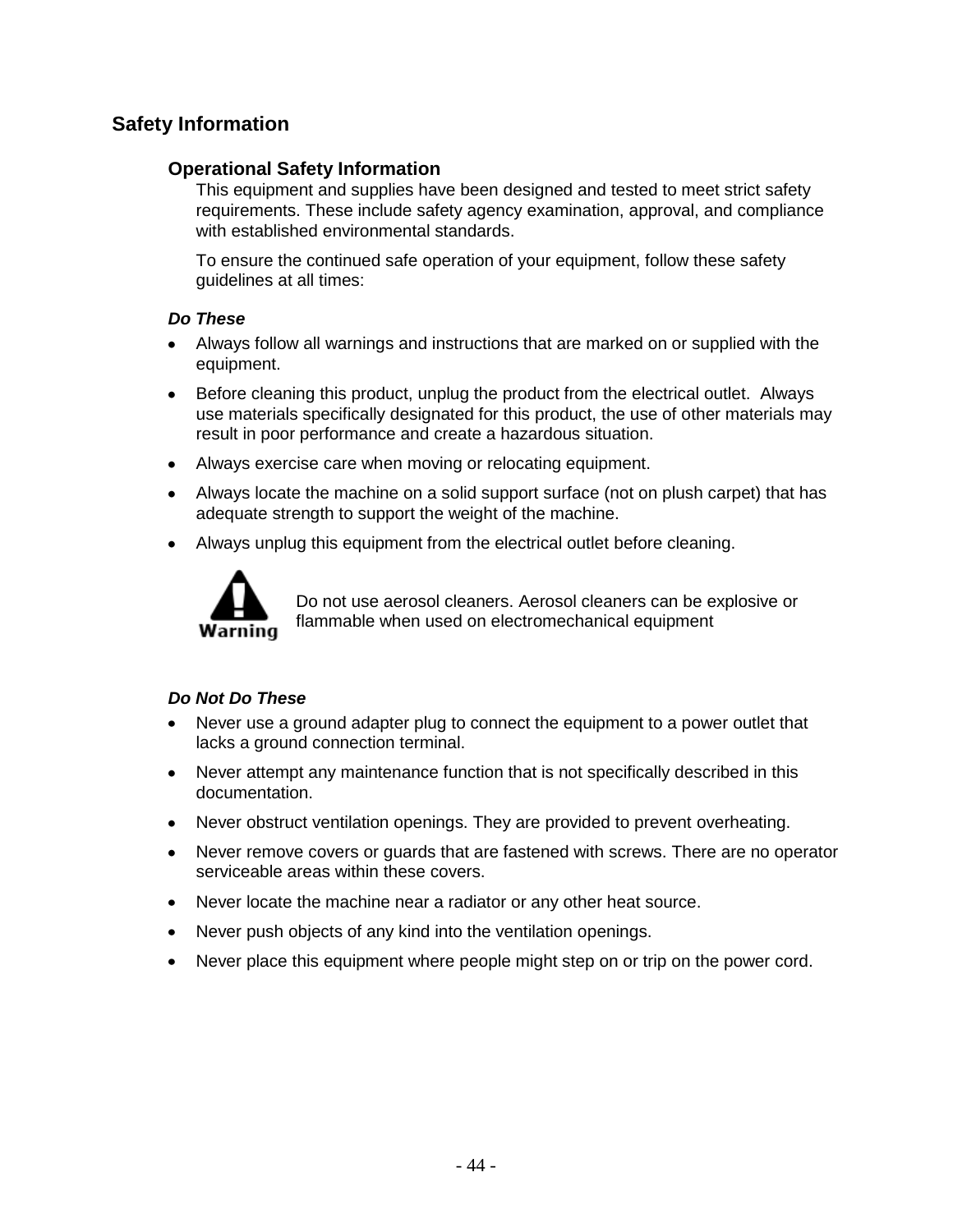## Safety Information

### Operational Safety Information

This equipment and supplies have been designed and tested to meet strict safety requirements. These include safety agency examination, approval, and compliance with established environmental standards.

To ensure the continued safe operation of your equipment, follow these safety guidelines at all times:

***Do These***

- Always follow all warnings and instructions that are marked on or supplied with the equipment.
- Before cleaning this product, unplug the product from the electrical outlet. Always use materials specifically designated for this product, the use of other materials may result in poor performance and create a hazardous situation.
- Always exercise care when moving or relocating equipment.
- Always locate the machine on a solid support surface (not on plush carpet) that has adequate strength to support the weight of the machine.
- Always unplug this equipment from the electrical outlet before cleaning.

Warning

Do not use aerosol cleaners. Aerosol cleaners can be explosive or flammable when used on electromechanical equipment

***Do Not Do These***

- Never use a ground adapter plug to connect the equipment to a power outlet that lacks a ground connection terminal.
- Never attempt any maintenance function that is not specifically described in this documentation.
- Never obstruct ventilation openings. They are provided to prevent overheating.
- Never remove covers or guards that are fastened with screws. There are no operator serviceable areas within these covers.
- Never locate the machine near a radiator or any other heat source.
- Never push objects of any kind into the ventilation openings.
- Never place this equipment where people might step on or trip on the power cord.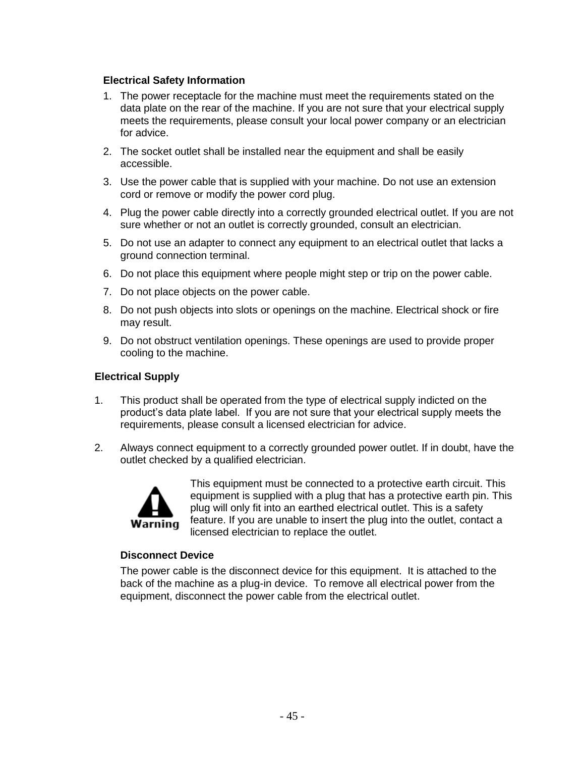### Electrical Safety Information

1. The power receptacle for the machine must meet the requirements stated on the data plate on the rear of the machine. If you are not sure that your electrical supply meets the requirements, please consult your local power company or an electrician for advice.
2. The socket outlet shall be installed near the equipment and shall be easily accessible.
3. Use the power cable that is supplied with your machine. Do not use an extension cord or remove or modify the power cord plug.
4. Plug the power cable directly into a correctly grounded electrical outlet. If you are not sure whether or not an outlet is correctly grounded, consult an electrician.
5. Do not use an adapter to connect any equipment to an electrical outlet that lacks a ground connection terminal.
6. Do not place this equipment where people might step or trip on the power cable.
7. Do not place objects on the power cable.
8. Do not push objects into slots or openings on the machine. Electrical shock or fire may result.
9. Do not obstruct ventilation openings. These openings are used to provide proper cooling to the machine.

### Electrical Supply

1. This product shall be operated from the type of electrical supply indicted on the product's data plate label. If you are not sure that your electrical supply meets the requirements, please consult a licensed electrician for advice.

2. Always connect equipment to a correctly grounded power outlet. If in doubt, have the outlet checked by a qualified electrician.

**Warning**

This equipment must be connected to a protective earth circuit. This equipment is supplied with a plug that has a protective earth pin. This plug will only fit into an earthed electrical outlet. This is a safety feature. If you are unable to insert the plug into the outlet, contact a licensed electrician to replace the outlet.

#### Disconnect Device

The power cable is the disconnect device for this equipment. It is attached to the back of the machine as a plug-in device. To remove all electrical power from the equipment, disconnect the power cable from the electrical outlet.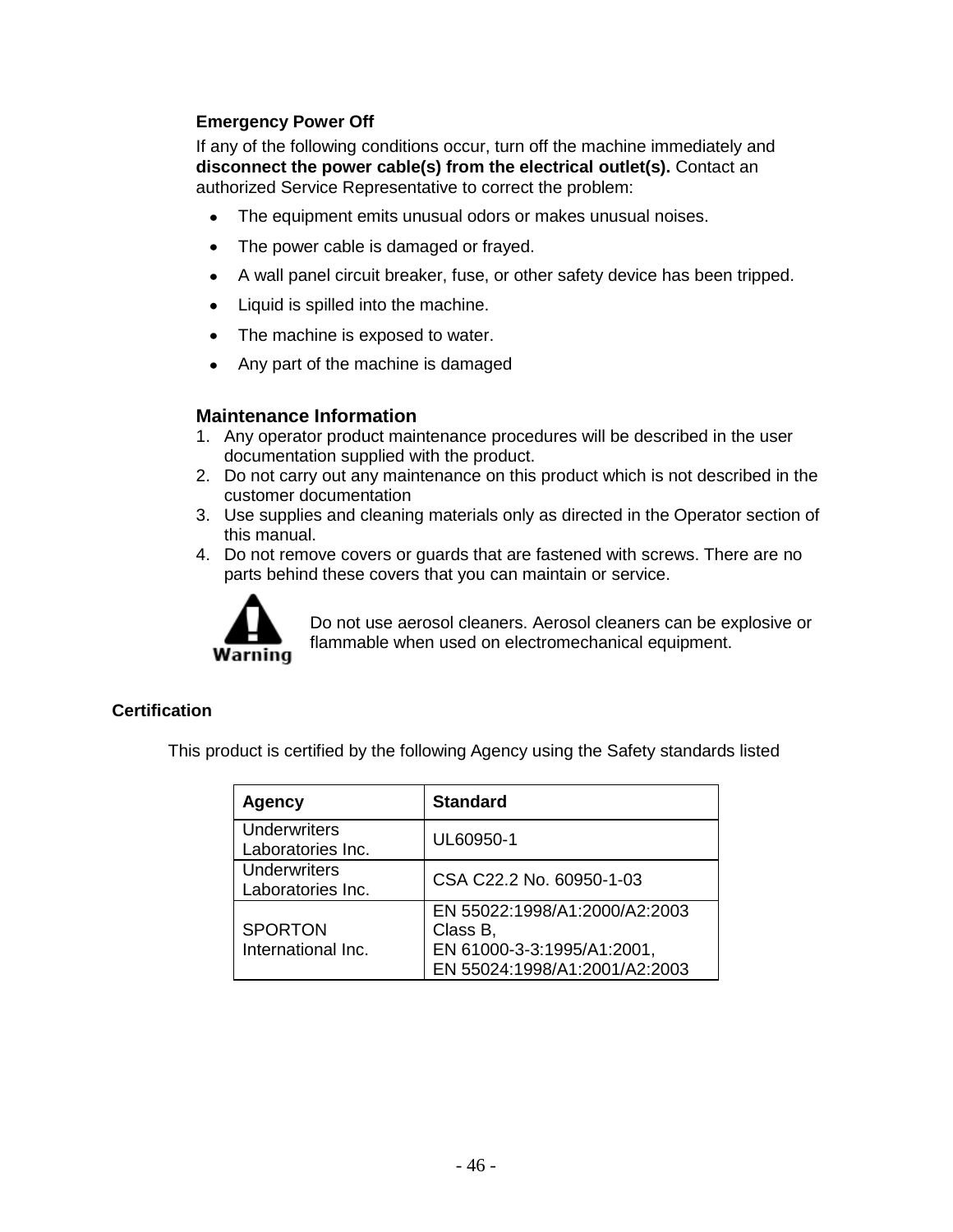### Emergency Power Off

If any of the following conditions occur, turn off the machine immediately and **disconnect the power cable(s) from the electrical outlet(s).** Contact an authorized Service Representative to correct the problem:

- The equipment emits unusual odors or makes unusual noises.
- The power cable is damaged or frayed.
- A wall panel circuit breaker, fuse, or other safety device has been tripped.
- Liquid is spilled into the machine.
- The machine is exposed to water.
- Any part of the machine is damaged

## Maintenance Information

1. Any operator product maintenance procedures will be described in the user documentation supplied with the product.
2. Do not carry out any maintenance on this product which is not described in the customer documentation
3. Use supplies and cleaning materials only as directed in the Operator section of this manual.
4. Do not remove covers or guards that are fastened with screws. There are no parts behind these covers that you can maintain or service.

**Warning**

Do not use aerosol cleaners. Aerosol cleaners can be explosive or flammable when used on electromechanical equipment.

### Certification

This product is certified by the following Agency using the Safety standards listed

| Agency | Standard |
|---|---|
| Underwriters Laboratories Inc. | UL60950-1 |
| Underwriters Laboratories Inc. | CSA C22.2 No. 60950-1-03 |
| SPORTON International Inc. | EN 55022:1998/A1:2000/A2:2003 Class B, EN 61000-3-3:1995/A1:2001, EN 55024:1998/A1:2001/A2:2003 |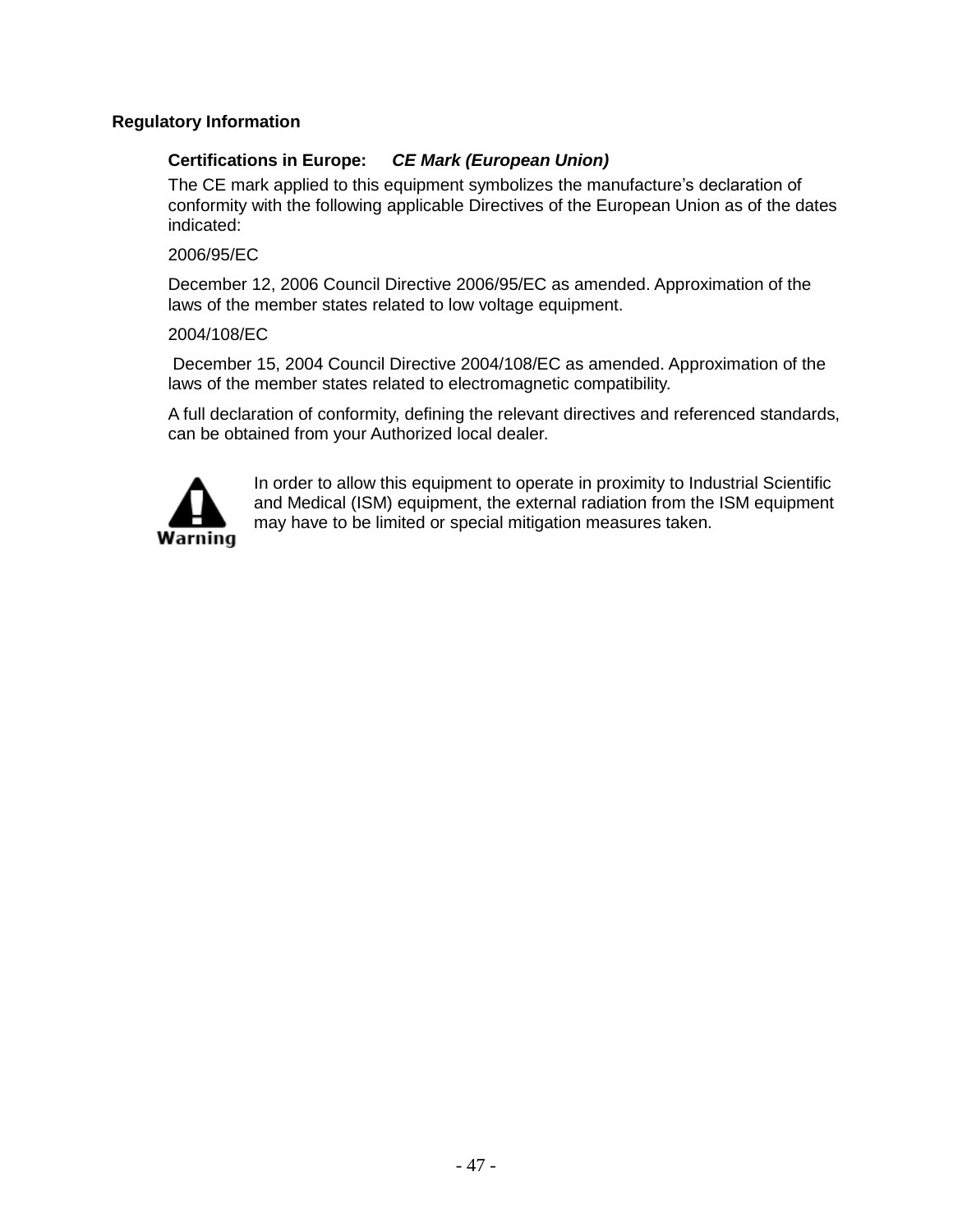## Regulatory Information

**Certifications in Europe:** ***CE Mark (European Union)***

The CE mark applied to this equipment symbolizes the manufacture's declaration of conformity with the following applicable Directives of the European Union as of the dates indicated:

2006/95/EC

December 12, 2006 Council Directive 2006/95/EC as amended. Approximation of the laws of the member states related to low voltage equipment.

2004/108/EC

December 15, 2004 Council Directive 2004/108/EC as amended. Approximation of the laws of the member states related to electromagnetic compatibility.

A full declaration of conformity, defining the relevant directives and referenced standards, can be obtained from your Authorized local dealer.

**Warning**

In order to allow this equipment to operate in proximity to Industrial Scientific and Medical (ISM) equipment, the external radiation from the ISM equipment may have to be limited or special mitigation measures taken.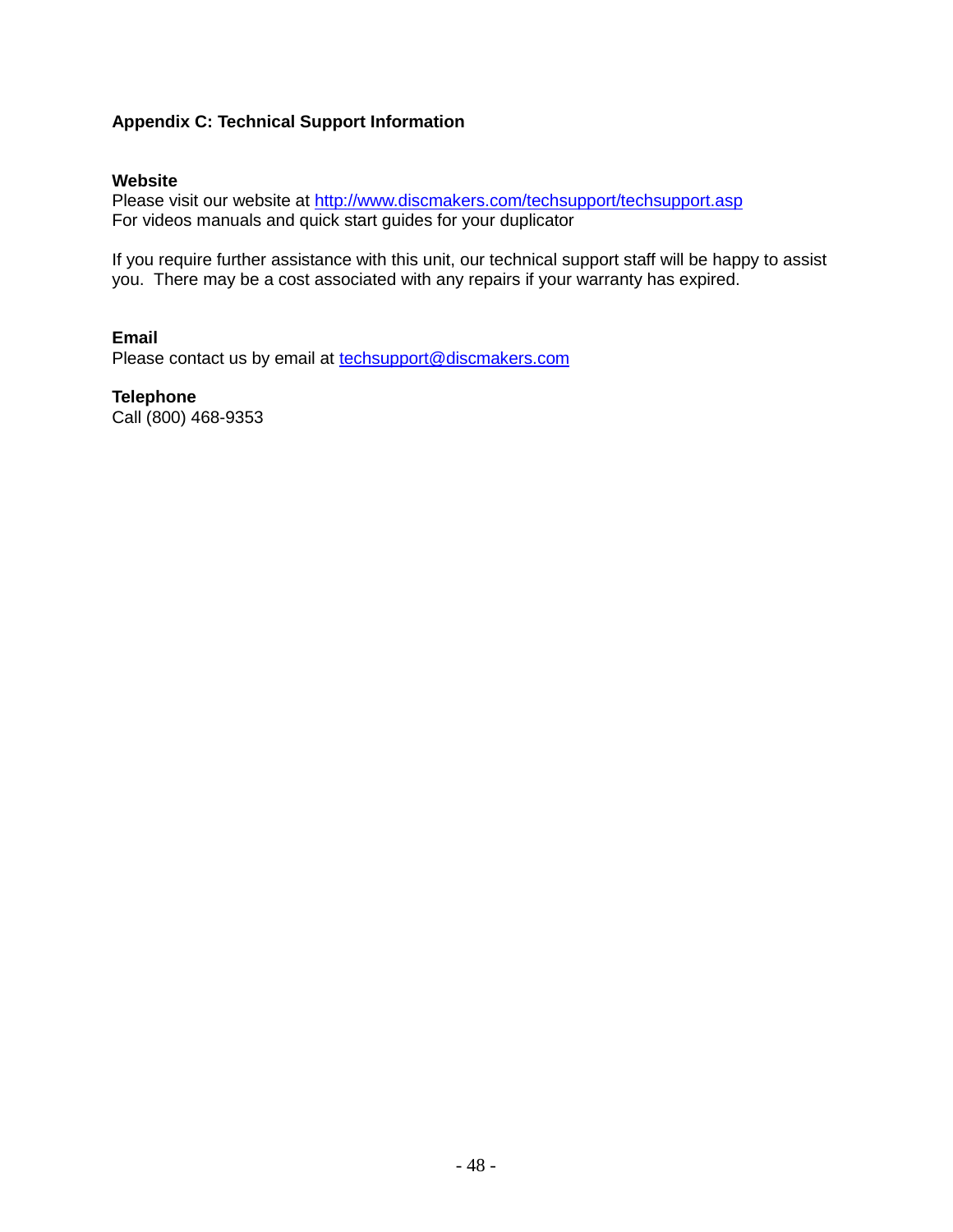## Appendix C: Technical Support Information

### Website

Please visit our website at http://www.discmakers.com/techsupport/techsupport.asp
For videos manuals and quick start guides for your duplicator

If you require further assistance with this unit, our technical support staff will be happy to assist you. There may be a cost associated with any repairs if your warranty has expired.

### Email

Please contact us by email at techsupport@discmakers.com

### Telephone

Call (800) 468-9353